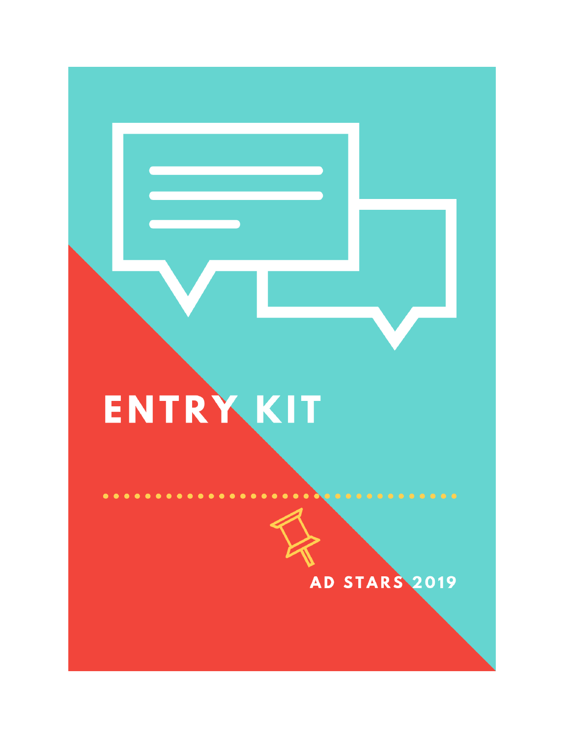# ENTRY KIT

AD STARS 2019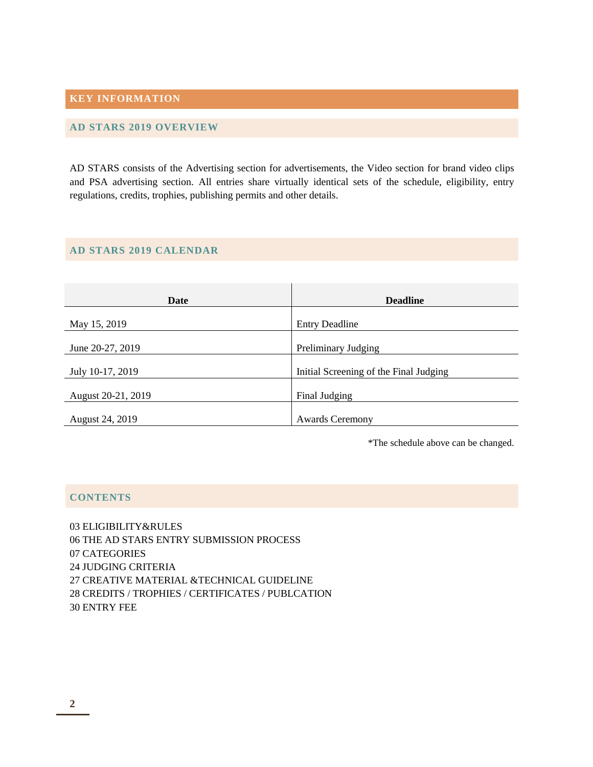# KEY INFORMATION

## AD STARS 2019 OVERVIEW

AD STARS consists of the Advertising section for advertisements, the Video section for brand video clips and PSA advertising section. All entries share virtually identical sets of the schedule, eligibility, entry regulations, credits, trophies, publishing permits and other details.

## AD STARS 2019 CALENDAR

| Date | Deadline |
|---|---|
| May 15, 2019 | Entry Deadline |
| June 20-27, 2019 | Preliminary Judging |
| July 10-17, 2019 | Initial Screening of the Final Judging |
| August 20-21, 2019 | Final Judging |
| August 24, 2019 | Awards Ceremony |

*The schedule above can be changed.

## CONTENTS

03 ELIGIBILITY&RULES
06 THE AD STARS ENTRY SUBMISSION PROCESS
07 CATEGORIES
24 JUDGING CRITERIA
27 CREATIVE MATERIAL &TECHNICAL GUIDELINE
28 CREDITS / TROPHIES / CERTIFICATES / PUBLCATION
30 ENTRY FEE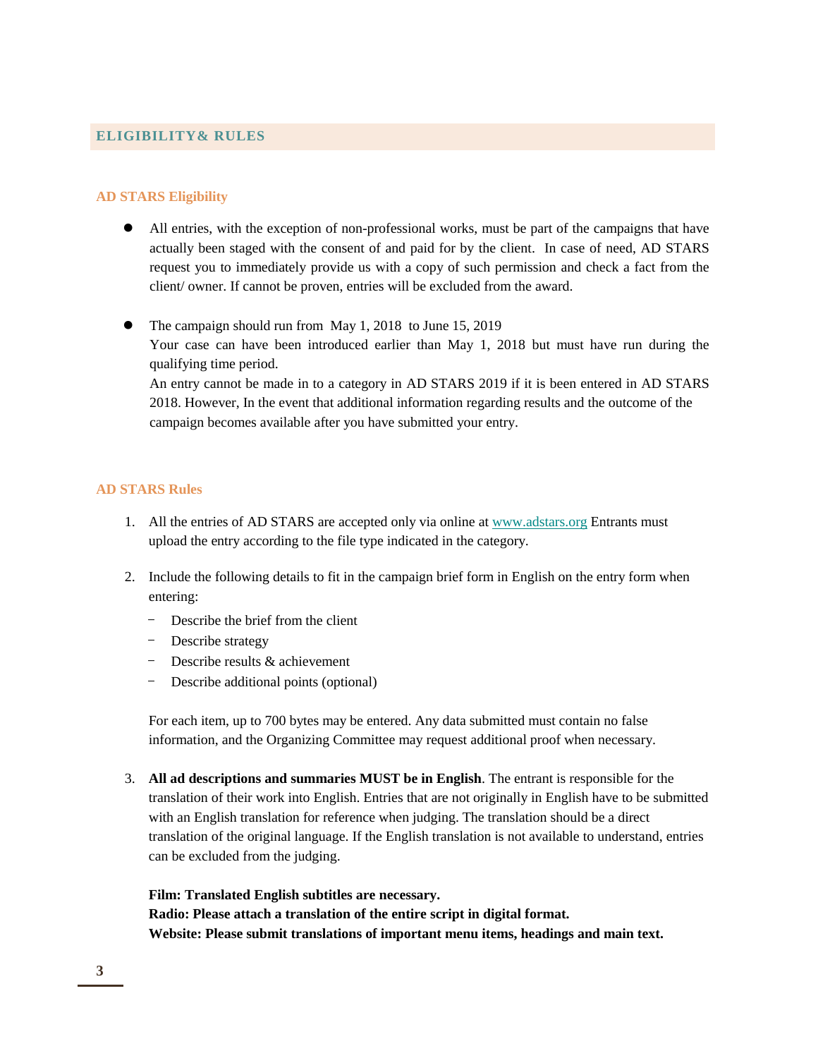## ELIGIBILITY& RULES

### AD STARS Eligibility

- All entries, with the exception of non-professional works, must be part of the campaigns that have actually been staged with the consent of and paid for by the client. In case of need, AD STARS request you to immediately provide us with a copy of such permission and check a fact from the client/ owner. If cannot be proven, entries will be excluded from the award.

- The campaign should run from May 1, 2018 to June 15, 2019
  Your case can have been introduced earlier than May 1, 2018 but must have run during the qualifying time period.
  An entry cannot be made in to a category in AD STARS 2019 if it is been entered in AD STARS 2018. However, In the event that additional information regarding results and the outcome of the campaign becomes available after you have submitted your entry.

### AD STARS Rules

1. All the entries of AD STARS are accepted only via online at [www.adstars.org](http://www.adstars.org) Entrants must upload the entry according to the file type indicated in the category.

2. Include the following details to fit in the campaign brief form in English on the entry form when entering:
   - Describe the brief from the client
   - Describe strategy
   - Describe results & achievement
   - Describe additional points (optional)

   For each item, up to 700 bytes may be entered. Any data submitted must contain no false information, and the Organizing Committee may request additional proof when necessary.

3. **All ad descriptions and summaries MUST be in English**. The entrant is responsible for the translation of their work into English. Entries that are not originally in English have to be submitted with an English translation for reference when judging. The translation should be a direct translation of the original language. If the English translation is not available to understand, entries can be excluded from the judging.

   **Film: Translated English subtitles are necessary.**
   **Radio: Please attach a translation of the entire script in digital format.**
   **Website: Please submit translations of important menu items, headings and main text.**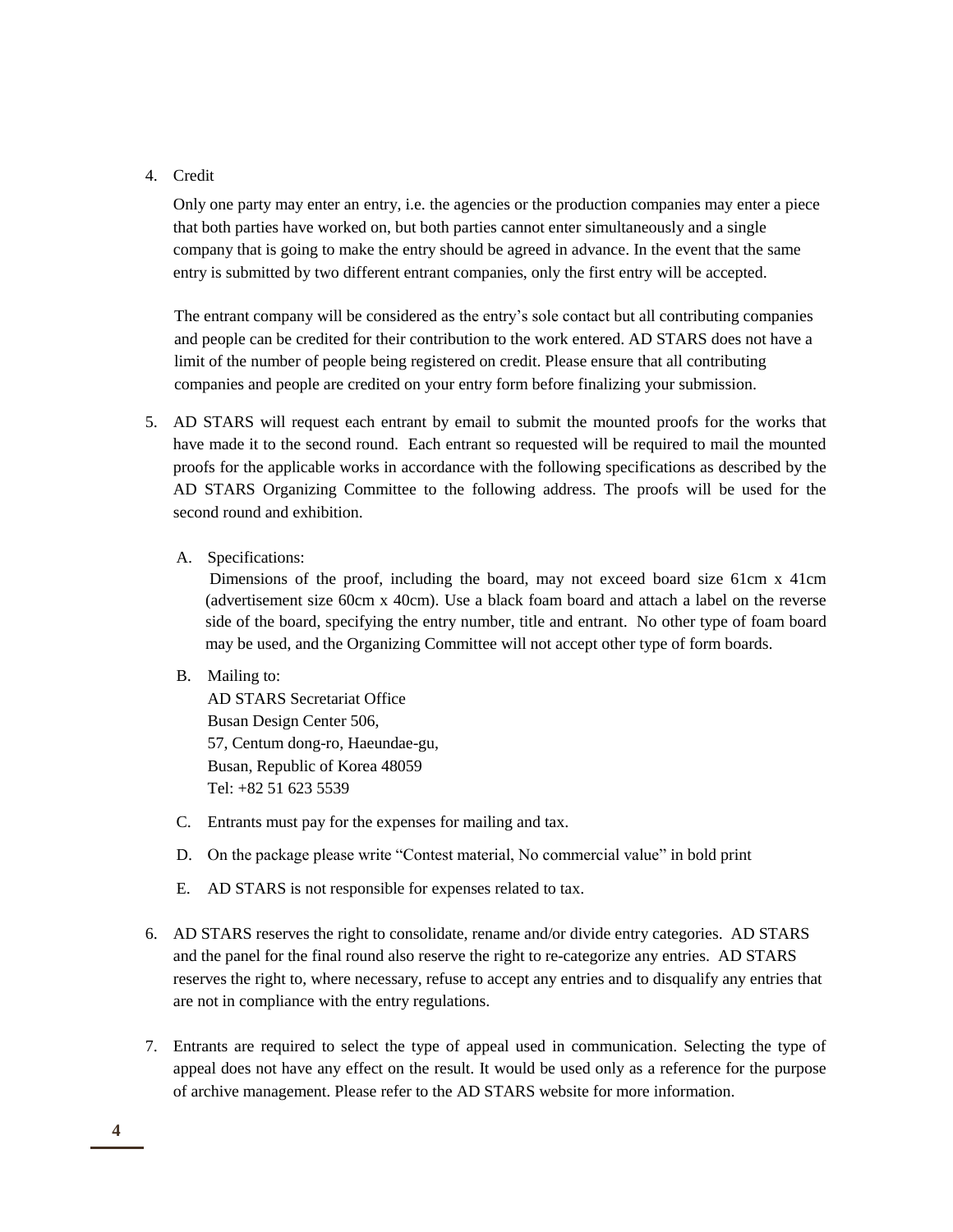4. Credit

   Only one party may enter an entry, i.e. the agencies or the production companies may enter a piece that both parties have worked on, but both parties cannot enter simultaneously and a single company that is going to make the entry should be agreed in advance. In the event that the same entry is submitted by two different entrant companies, only the first entry will be accepted.

   The entrant company will be considered as the entry's sole contact but all contributing companies and people can be credited for their contribution to the work entered. AD STARS does not have a limit of the number of people being registered on credit. Please ensure that all contributing companies and people are credited on your entry form before finalizing your submission.

5. AD STARS will request each entrant by email to submit the mounted proofs for the works that have made it to the second round. Each entrant so requested will be required to mail the mounted proofs for the applicable works in accordance with the following specifications as described by the AD STARS Organizing Committee to the following address. The proofs will be used for the second round and exhibition.

   A. Specifications:
      Dimensions of the proof, including the board, may not exceed board size 61cm x 41cm (advertisement size 60cm x 40cm). Use a black foam board and attach a label on the reverse side of the board, specifying the entry number, title and entrant. No other type of foam board may be used, and the Organizing Committee will not accept other type of form boards.

   B. Mailing to:
      AD STARS Secretariat Office
      Busan Design Center 506,
      57, Centum dong-ro, Haeundae-gu,
      Busan, Republic of Korea 48059
      Tel: +82 51 623 5539

   C. Entrants must pay for the expenses for mailing and tax.

   D. On the package please write "Contest material, No commercial value" in bold print

   E. AD STARS is not responsible for expenses related to tax.

6. AD STARS reserves the right to consolidate, rename and/or divide entry categories. AD STARS and the panel for the final round also reserve the right to re-categorize any entries. AD STARS reserves the right to, where necessary, refuse to accept any entries and to disqualify any entries that are not in compliance with the entry regulations.

7. Entrants are required to select the type of appeal used in communication. Selecting the type of appeal does not have any effect on the result. It would be used only as a reference for the purpose of archive management. Please refer to the AD STARS website for more information.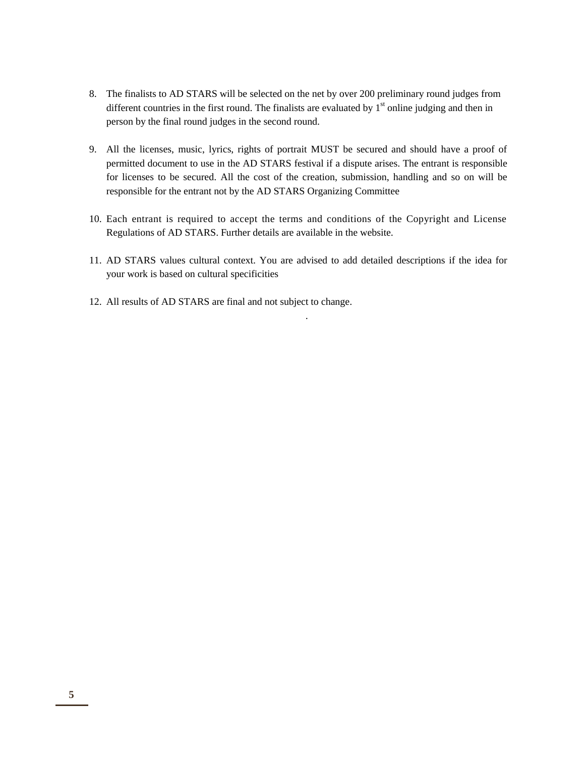8. The finalists to AD STARS will be selected on the net by over 200 preliminary round judges from different countries in the first round. The finalists are evaluated by 1st online judging and then in person by the final round judges in the second round.

9. All the licenses, music, lyrics, rights of portrait MUST be secured and should have a proof of permitted document to use in the AD STARS festival if a dispute arises. The entrant is responsible for licenses to be secured. All the cost of the creation, submission, handling and so on will be responsible for the entrant not by the AD STARS Organizing Committee

10. Each entrant is required to accept the terms and conditions of the Copyright and License Regulations of AD STARS. Further details are available in the website.

11. AD STARS values cultural context. You are advised to add detailed descriptions if the idea for your work is based on cultural specificities

12. All results of AD STARS are final and not subject to change.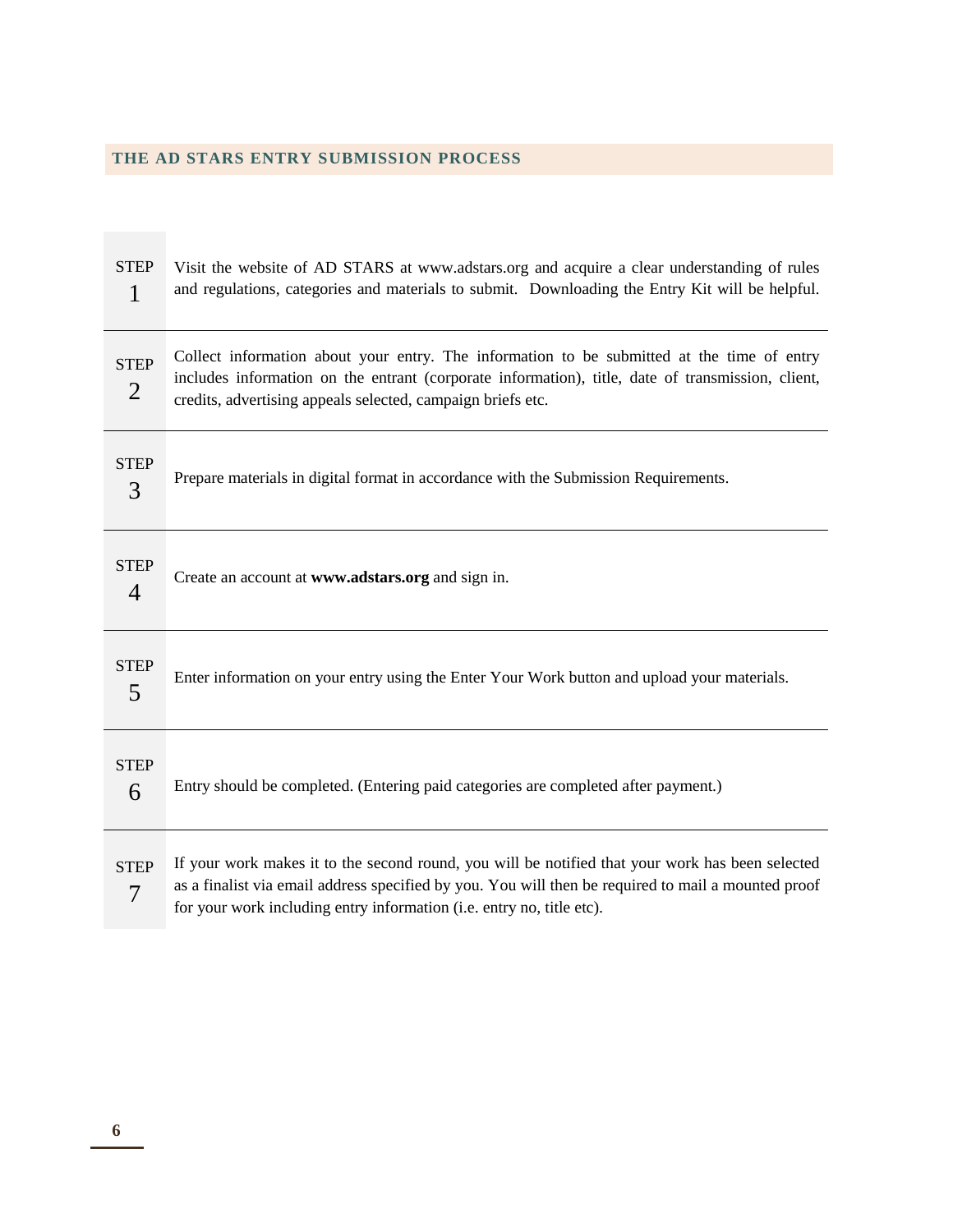## THE AD STARS ENTRY SUBMISSION PROCESS

| Step | Description |
|---|---|
| STEP 1 | Visit the website of AD STARS at www.adstars.org and acquire a clear understanding of rules and regulations, categories and materials to submit. Downloading the Entry Kit will be helpful. |
| STEP 2 | Collect information about your entry. The information to be submitted at the time of entry includes information on the entrant (corporate information), title, date of transmission, client, credits, advertising appeals selected, campaign briefs etc. |
| STEP 3 | Prepare materials in digital format in accordance with the Submission Requirements. |
| STEP 4 | Create an account at **www.adstars.org** and sign in. |
| STEP 5 | Enter information on your entry using the Enter Your Work button and upload your materials. |
| STEP 6 | Entry should be completed. (Entering paid categories are completed after payment.) |
| STEP 7 | If your work makes it to the second round, you will be notified that your work has been selected as a finalist via email address specified by you. You will then be required to mail a mounted proof for your work including entry information (i.e. entry no, title etc). |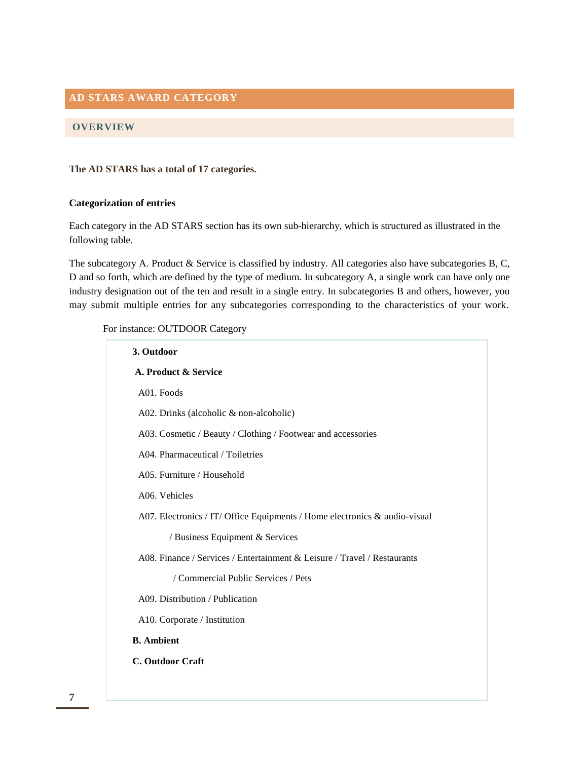## AD STARS AWARD CATEGORY

### OVERVIEW

**The AD STARS has a total of 17 categories.**

**Categorization of entries**

Each category in the AD STARS section has its own sub-hierarchy, which is structured as illustrated in the following table.

The subcategory A. Product & Service is classified by industry. All categories also have subcategories B, C, D and so forth, which are defined by the type of medium. In subcategory A, a single work can have only one industry designation out of the ten and result in a single entry. In subcategories B and others, however, you may submit multiple entries for any subcategories corresponding to the characteristics of your work.

For instance: OUTDOOR Category

**3. Outdoor**

**A. Product & Service**

- A01. Foods
- A02. Drinks (alcoholic & non-alcoholic)
- A03. Cosmetic / Beauty / Clothing / Footwear and accessories
- A04. Pharmaceutical / Toiletries
- A05. Furniture / Household
- A06. Vehicles
- A07. Electronics / IT/ Office Equipments / Home electronics & audio-visual / Business Equipment & Services
- A08. Finance / Services / Entertainment & Leisure / Travel / Restaurants / Commercial Public Services / Pets
- A09. Distribution / Publication
- A10. Corporate / Institution

**B. Ambient**

**C. Outdoor Craft**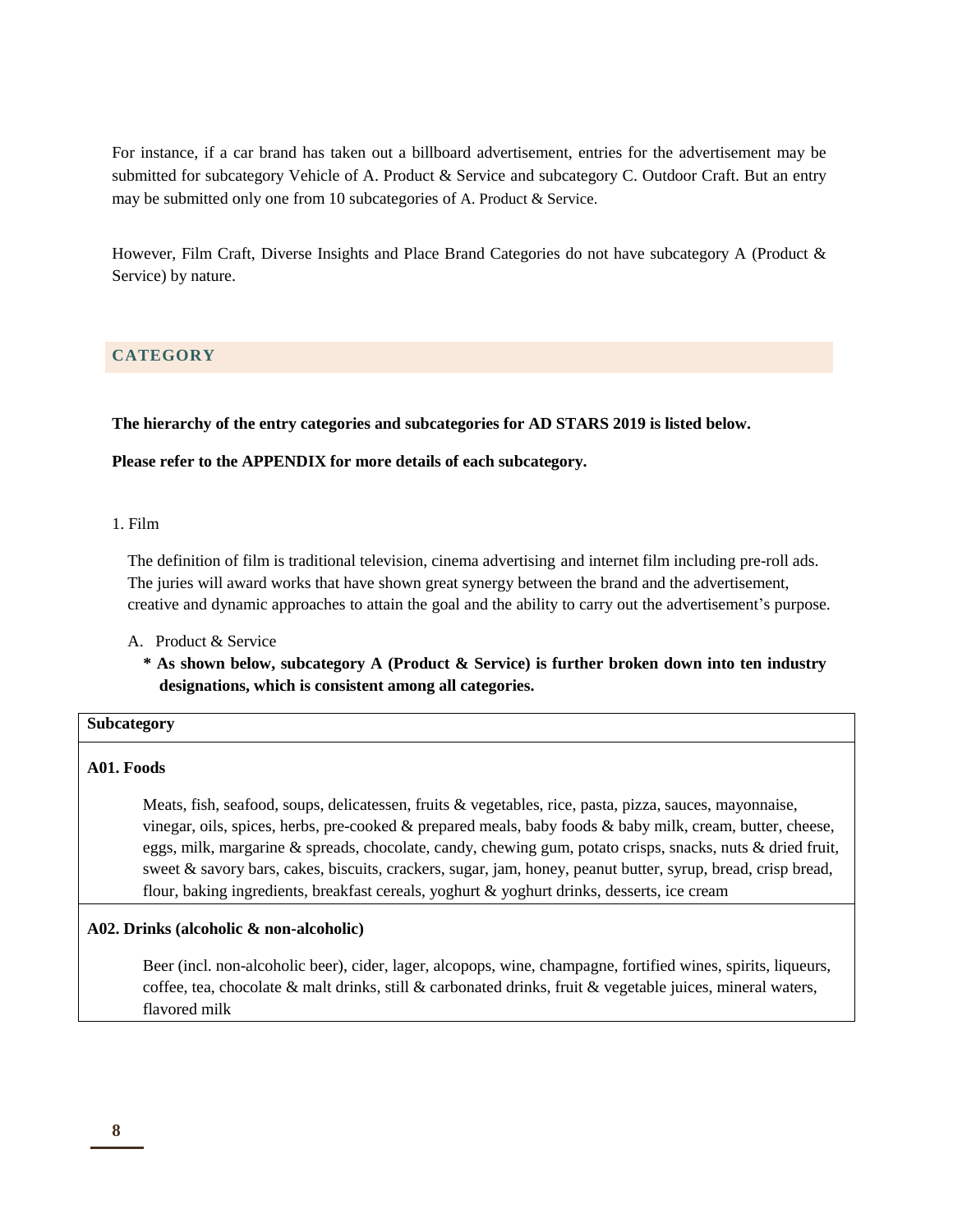For instance, if a car brand has taken out a billboard advertisement, entries for the advertisement may be submitted for subcategory Vehicle of A. Product & Service and subcategory C. Outdoor Craft. But an entry may be submitted only one from 10 subcategories of A. Product & Service.

However, Film Craft, Diverse Insights and Place Brand Categories do not have subcategory A (Product & Service) by nature.

## CATEGORY

**The hierarchy of the entry categories and subcategories for AD STARS 2019 is listed below.**

**Please refer to the APPENDIX for more details of each subcategory.**

1. Film

The definition of film is traditional television, cinema advertising and internet film including pre-roll ads. The juries will award works that have shown great synergy between the brand and the advertisement, creative and dynamic approaches to attain the goal and the ability to carry out the advertisement's purpose.

A. Product & Service

**\* As shown below, subcategory A (Product & Service) is further broken down into ten industry designations, which is consistent among all categories.**

| Subcategory |
| --- |
| **A01. Foods**<br>Meats, fish, seafood, soups, delicatessen, fruits & vegetables, rice, pasta, pizza, sauces, mayonnaise, vinegar, oils, spices, herbs, pre-cooked & prepared meals, baby foods & baby milk, cream, butter, cheese, eggs, milk, margarine & spreads, chocolate, candy, chewing gum, potato crisps, snacks, nuts & dried fruit, sweet & savory bars, cakes, biscuits, crackers, sugar, jam, honey, peanut butter, syrup, bread, crisp bread, flour, baking ingredients, breakfast cereals, yoghurt & yoghurt drinks, desserts, ice cream |
| **A02. Drinks (alcoholic & non-alcoholic)**<br>Beer (incl. non-alcoholic beer), cider, lager, alcopops, wine, champagne, fortified wines, spirits, liqueurs, coffee, tea, chocolate & malt drinks, still & carbonated drinks, fruit & vegetable juices, mineral waters, flavored milk |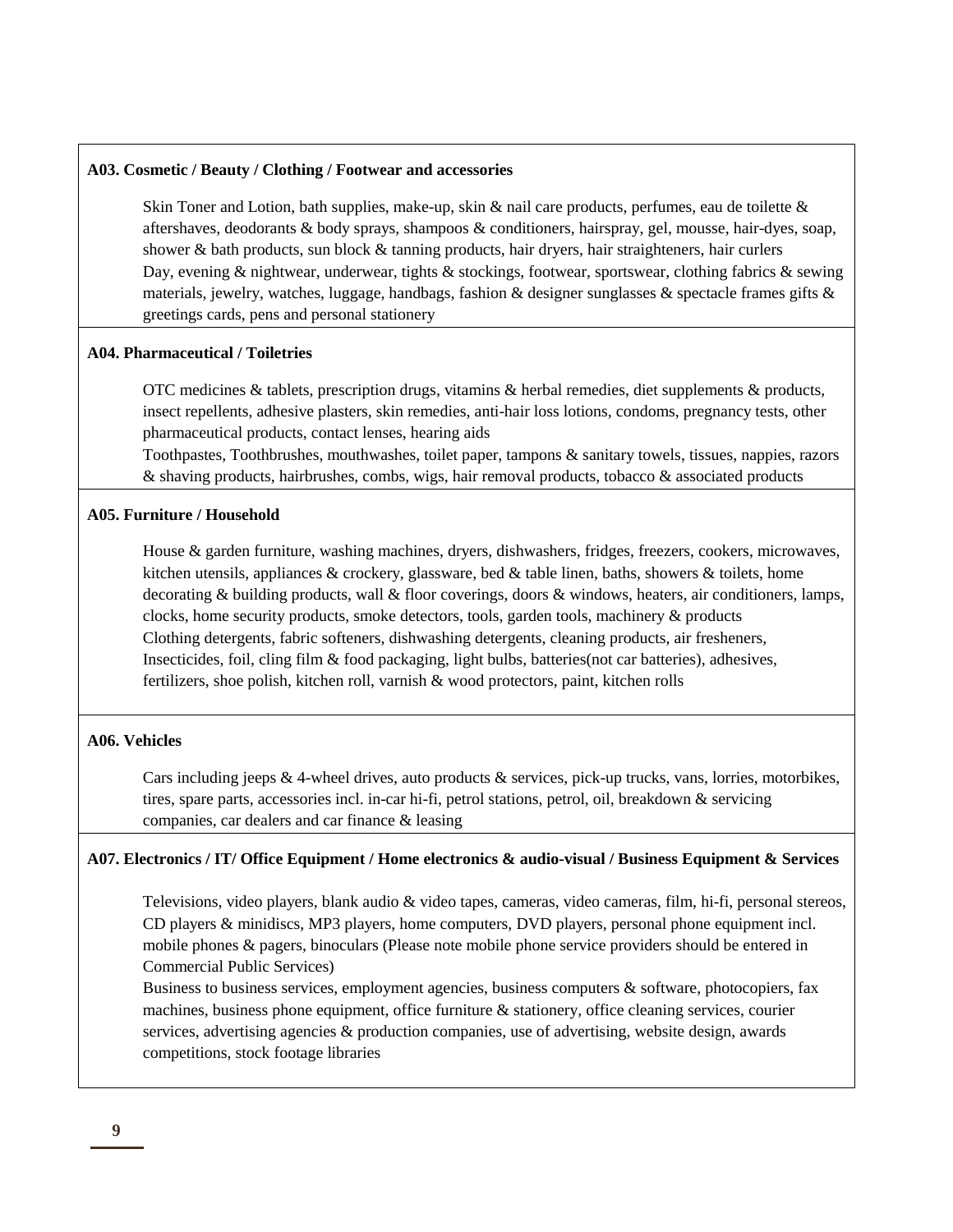**A03. Cosmetic / Beauty / Clothing / Footwear and accessories**

Skin Toner and Lotion, bath supplies, make-up, skin & nail care products, perfumes, eau de toilette & aftershaves, deodorants & body sprays, shampoos & conditioners, hairspray, gel, mousse, hair-dyes, soap, shower & bath products, sun block & tanning products, hair dryers, hair straighteners, hair curlers
Day, evening & nightwear, underwear, tights & stockings, footwear, sportswear, clothing fabrics & sewing materials, jewelry, watches, luggage, handbags, fashion & designer sunglasses & spectacle frames gifts & greetings cards, pens and personal stationery

**A04. Pharmaceutical / Toiletries**

OTC medicines & tablets, prescription drugs, vitamins & herbal remedies, diet supplements & products, insect repellents, adhesive plasters, skin remedies, anti-hair loss lotions, condoms, pregnancy tests, other pharmaceutical products, contact lenses, hearing aids
Toothpastes, Toothbrushes, mouthwashes, toilet paper, tampons & sanitary towels, tissues, nappies, razors & shaving products, hairbrushes, combs, wigs, hair removal products, tobacco & associated products

**A05. Furniture / Household**

House & garden furniture, washing machines, dryers, dishwashers, fridges, freezers, cookers, microwaves, kitchen utensils, appliances & crockery, glassware, bed & table linen, baths, showers & toilets, home decorating & building products, wall & floor coverings, doors & windows, heaters, air conditioners, lamps, clocks, home security products, smoke detectors, tools, garden tools, machinery & products
Clothing detergents, fabric softeners, dishwashing detergents, cleaning products, air fresheners, Insecticides, foil, cling film & food packaging, light bulbs, batteries(not car batteries), adhesives, fertilizers, shoe polish, kitchen roll, varnish & wood protectors, paint, kitchen rolls

**A06. Vehicles**

Cars including jeeps & 4-wheel drives, auto products & services, pick-up trucks, vans, lorries, motorbikes, tires, spare parts, accessories incl. in-car hi-fi, petrol stations, petrol, oil, breakdown & servicing companies, car dealers and car finance & leasing

**A07. Electronics / IT/ Office Equipment / Home electronics & audio-visual / Business Equipment & Services**

Televisions, video players, blank audio & video tapes, cameras, video cameras, film, hi-fi, personal stereos, CD players & minidiscs, MP3 players, home computers, DVD players, personal phone equipment incl. mobile phones & pagers, binoculars (Please note mobile phone service providers should be entered in Commercial Public Services)
Business to business services, employment agencies, business computers & software, photocopiers, fax machines, business phone equipment, office furniture & stationery, office cleaning services, courier services, advertising agencies & production companies, use of advertising, website design, awards competitions, stock footage libraries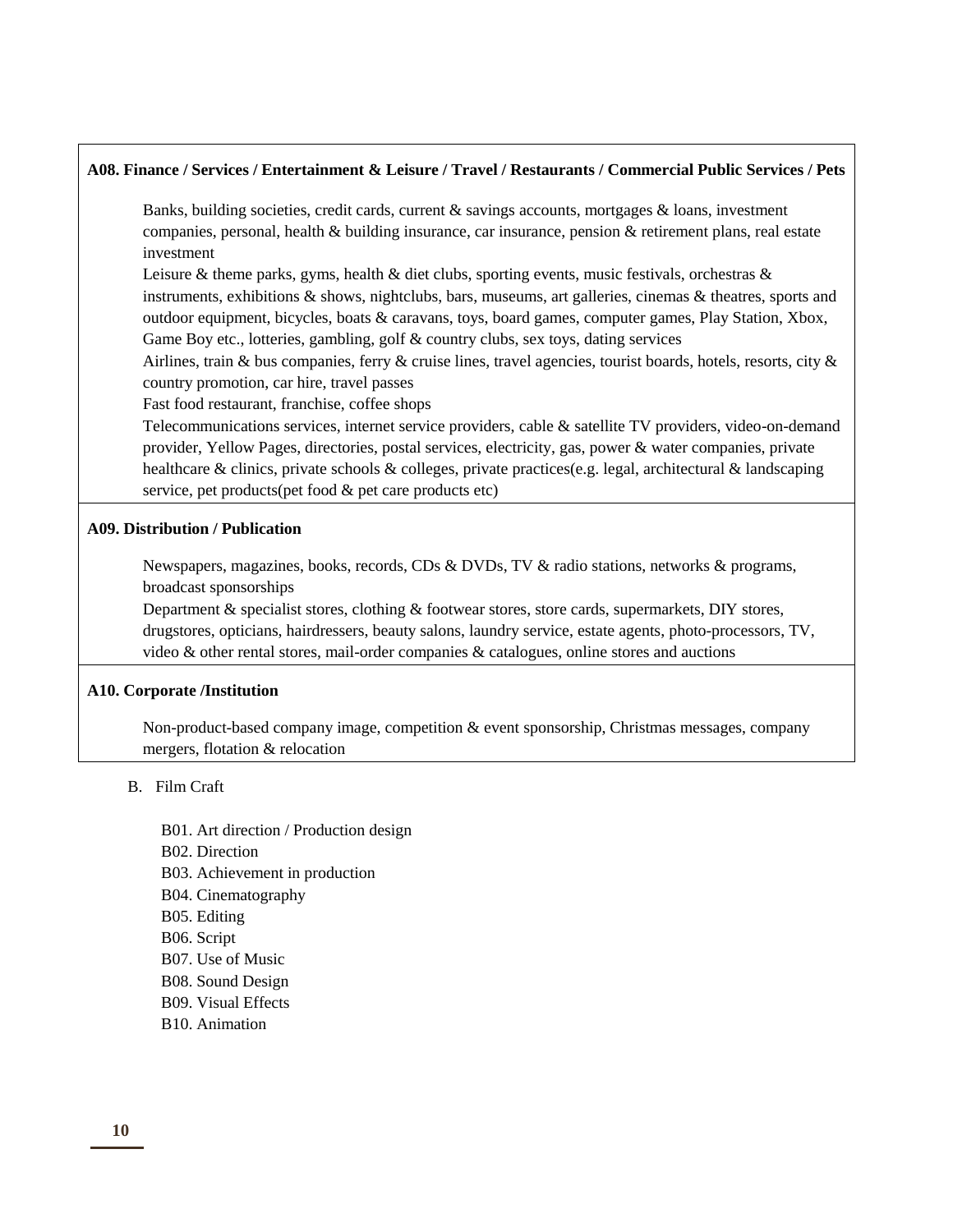**A08. Finance / Services / Entertainment & Leisure / Travel / Restaurants / Commercial Public Services / Pets**

Banks, building societies, credit cards, current & savings accounts, mortgages & loans, investment companies, personal, health & building insurance, car insurance, pension & retirement plans, real estate investment

Leisure & theme parks, gyms, health & diet clubs, sporting events, music festivals, orchestras & instruments, exhibitions & shows, nightclubs, bars, museums, art galleries, cinemas & theatres, sports and outdoor equipment, bicycles, boats & caravans, toys, board games, computer games, Play Station, Xbox, Game Boy etc., lotteries, gambling, golf & country clubs, sex toys, dating services

Airlines, train & bus companies, ferry & cruise lines, travel agencies, tourist boards, hotels, resorts, city & country promotion, car hire, travel passes

Fast food restaurant, franchise, coffee shops

Telecommunications services, internet service providers, cable & satellite TV providers, video-on-demand provider, Yellow Pages, directories, postal services, electricity, gas, power & water companies, private healthcare & clinics, private schools & colleges, private practices(e.g. legal, architectural & landscaping service, pet products(pet food & pet care products etc)

**A09. Distribution / Publication**

Newspapers, magazines, books, records, CDs & DVDs, TV & radio stations, networks & programs, broadcast sponsorships

Department & specialist stores, clothing & footwear stores, store cards, supermarkets, DIY stores, drugstores, opticians, hairdressers, beauty salons, laundry service, estate agents, photo-processors, TV, video & other rental stores, mail-order companies & catalogues, online stores and auctions

**A10. Corporate /Institution**

Non-product-based company image, competition & event sponsorship, Christmas messages, company mergers, flotation & relocation

B. Film Craft

B01. Art direction / Production design
B02. Direction
B03. Achievement in production
B04. Cinematography
B05. Editing
B06. Script
B07. Use of Music
B08. Sound Design
B09. Visual Effects
B10. Animation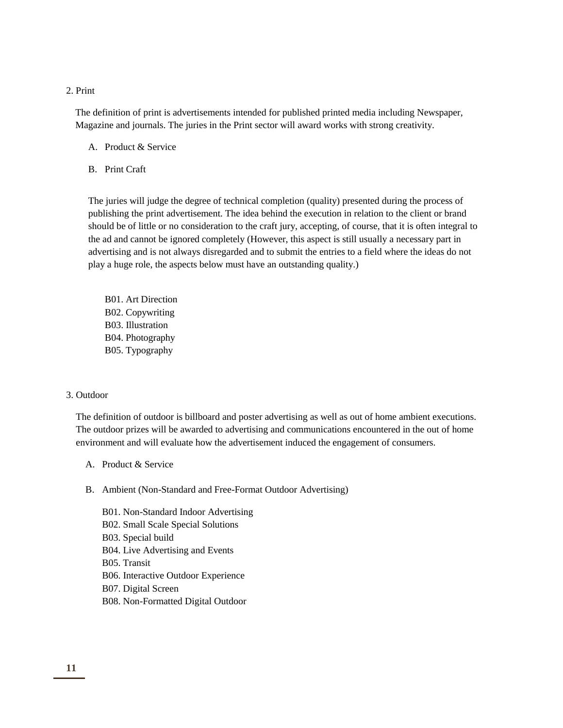2. Print

The definition of print is advertisements intended for published printed media including Newspaper, Magazine and journals. The juries in the Print sector will award works with strong creativity.

A. Product & Service

B. Print Craft

The juries will judge the degree of technical completion (quality) presented during the process of publishing the print advertisement. The idea behind the execution in relation to the client or brand should be of little or no consideration to the craft jury, accepting, of course, that it is often integral to the ad and cannot be ignored completely (However, this aspect is still usually a necessary part in advertising and is not always disregarded and to submit the entries to a field where the ideas do not play a huge role, the aspects below must have an outstanding quality.)

B01. Art Direction
B02. Copywriting
B03. Illustration
B04. Photography
B05. Typography

3. Outdoor

The definition of outdoor is billboard and poster advertising as well as out of home ambient executions. The outdoor prizes will be awarded to advertising and communications encountered in the out of home environment and will evaluate how the advertisement induced the engagement of consumers.

A. Product & Service

B. Ambient (Non-Standard and Free-Format Outdoor Advertising)

B01. Non-Standard Indoor Advertising
B02. Small Scale Special Solutions
B03. Special build
B04. Live Advertising and Events
B05. Transit
B06. Interactive Outdoor Experience
B07. Digital Screen
B08. Non-Formatted Digital Outdoor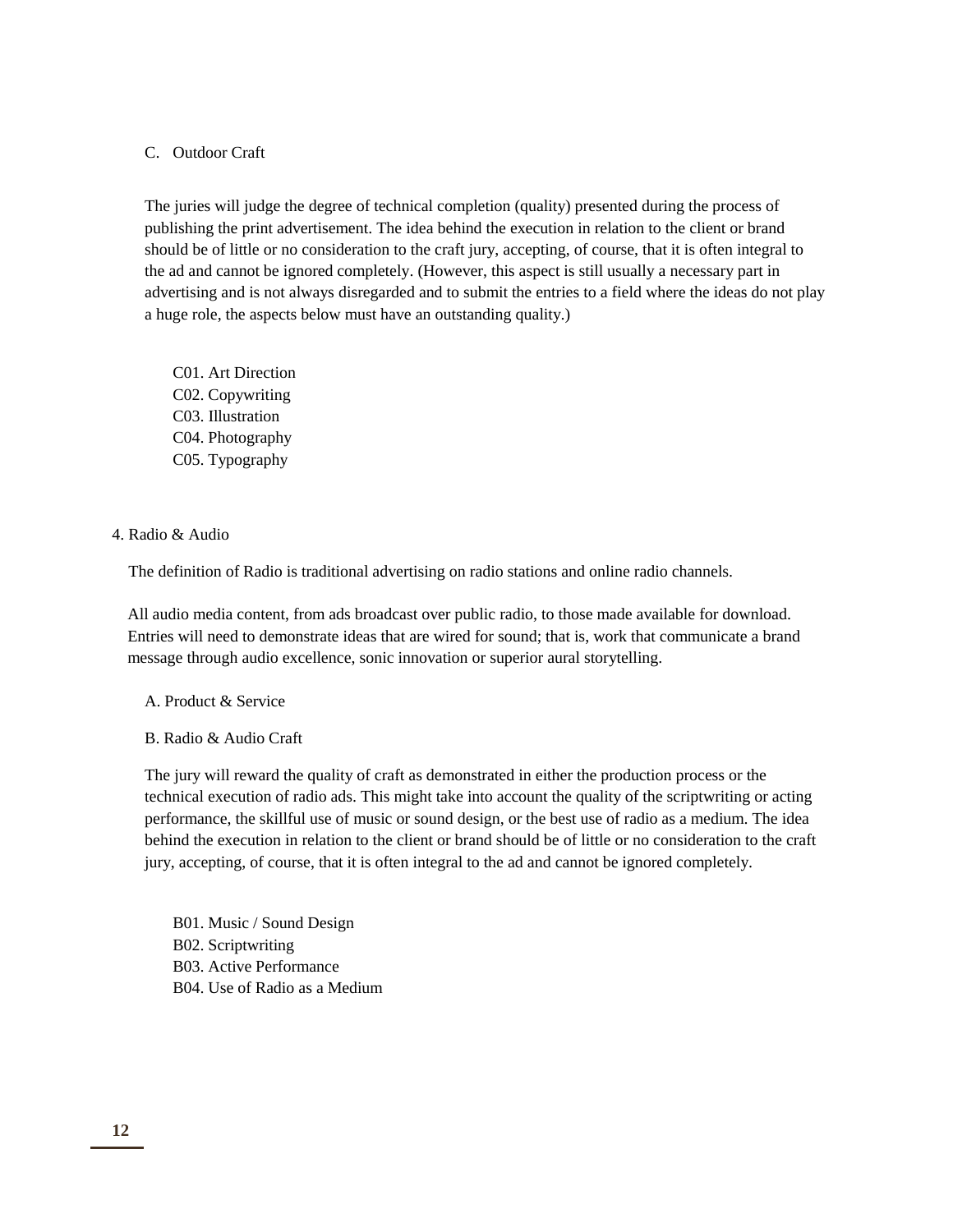### C. Outdoor Craft

The juries will judge the degree of technical completion (quality) presented during the process of publishing the print advertisement. The idea behind the execution in relation to the client or brand should be of little or no consideration to the craft jury, accepting, of course, that it is often integral to the ad and cannot be ignored completely. (However, this aspect is still usually a necessary part in advertising and is not always disregarded and to submit the entries to a field where the ideas do not play a huge role, the aspects below must have an outstanding quality.)

C01. Art Direction
C02. Copywriting
C03. Illustration
C04. Photography
C05. Typography

## 4. Radio & Audio

The definition of Radio is traditional advertising on radio stations and online radio channels.

All audio media content, from ads broadcast over public radio, to those made available for download. Entries will need to demonstrate ideas that are wired for sound; that is, work that communicate a brand message through audio excellence, sonic innovation or superior aural storytelling.

### A. Product & Service

### B. Radio & Audio Craft

The jury will reward the quality of craft as demonstrated in either the production process or the technical execution of radio ads. This might take into account the quality of the scriptwriting or acting performance, the skillful use of music or sound design, or the best use of radio as a medium. The idea behind the execution in relation to the client or brand should be of little or no consideration to the craft jury, accepting, of course, that it is often integral to the ad and cannot be ignored completely.

B01. Music / Sound Design
B02. Scriptwriting
B03. Active Performance
B04. Use of Radio as a Medium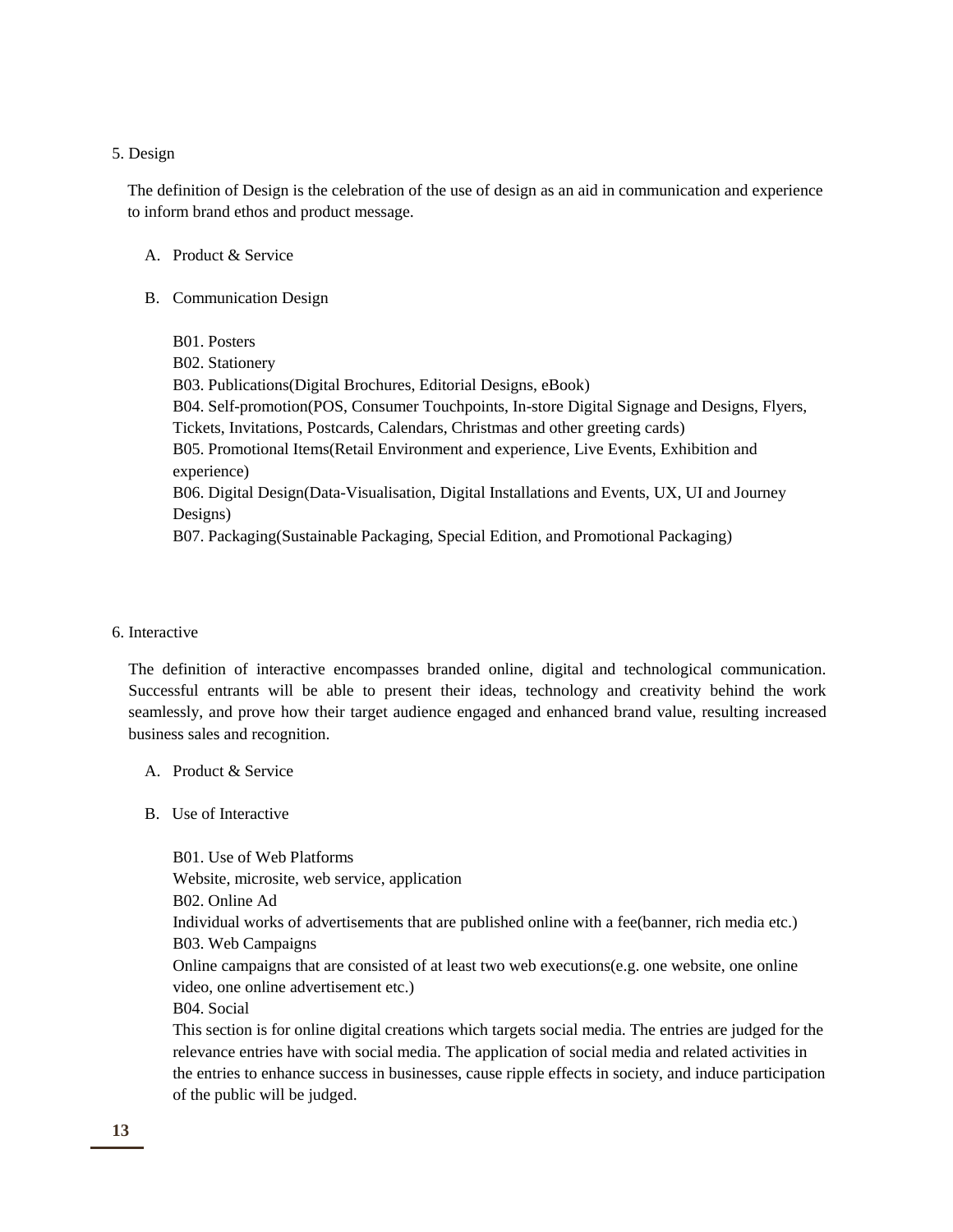## 5. Design

The definition of Design is the celebration of the use of design as an aid in communication and experience to inform brand ethos and product message.

A. Product & Service

B. Communication Design

B01. Posters
B02. Stationery
B03. Publications(Digital Brochures, Editorial Designs, eBook)
B04. Self-promotion(POS, Consumer Touchpoints, In-store Digital Signage and Designs, Flyers, Tickets, Invitations, Postcards, Calendars, Christmas and other greeting cards)
B05. Promotional Items(Retail Environment and experience, Live Events, Exhibition and experience)
B06. Digital Design(Data-Visualisation, Digital Installations and Events, UX, UI and Journey Designs)
B07. Packaging(Sustainable Packaging, Special Edition, and Promotional Packaging)

## 6. Interactive

The definition of interactive encompasses branded online, digital and technological communication. Successful entrants will be able to present their ideas, technology and creativity behind the work seamlessly, and prove how their target audience engaged and enhanced brand value, resulting increased business sales and recognition.

A. Product & Service

B. Use of Interactive

B01. Use of Web Platforms
Website, microsite, web service, application
B02. Online Ad
Individual works of advertisements that are published online with a fee(banner, rich media etc.)
B03. Web Campaigns
Online campaigns that are consisted of at least two web executions(e.g. one website, one online video, one online advertisement etc.)
B04. Social
This section is for online digital creations which targets social media. The entries are judged for the relevance entries have with social media. The application of social media and related activities in the entries to enhance success in businesses, cause ripple effects in society, and induce participation of the public will be judged.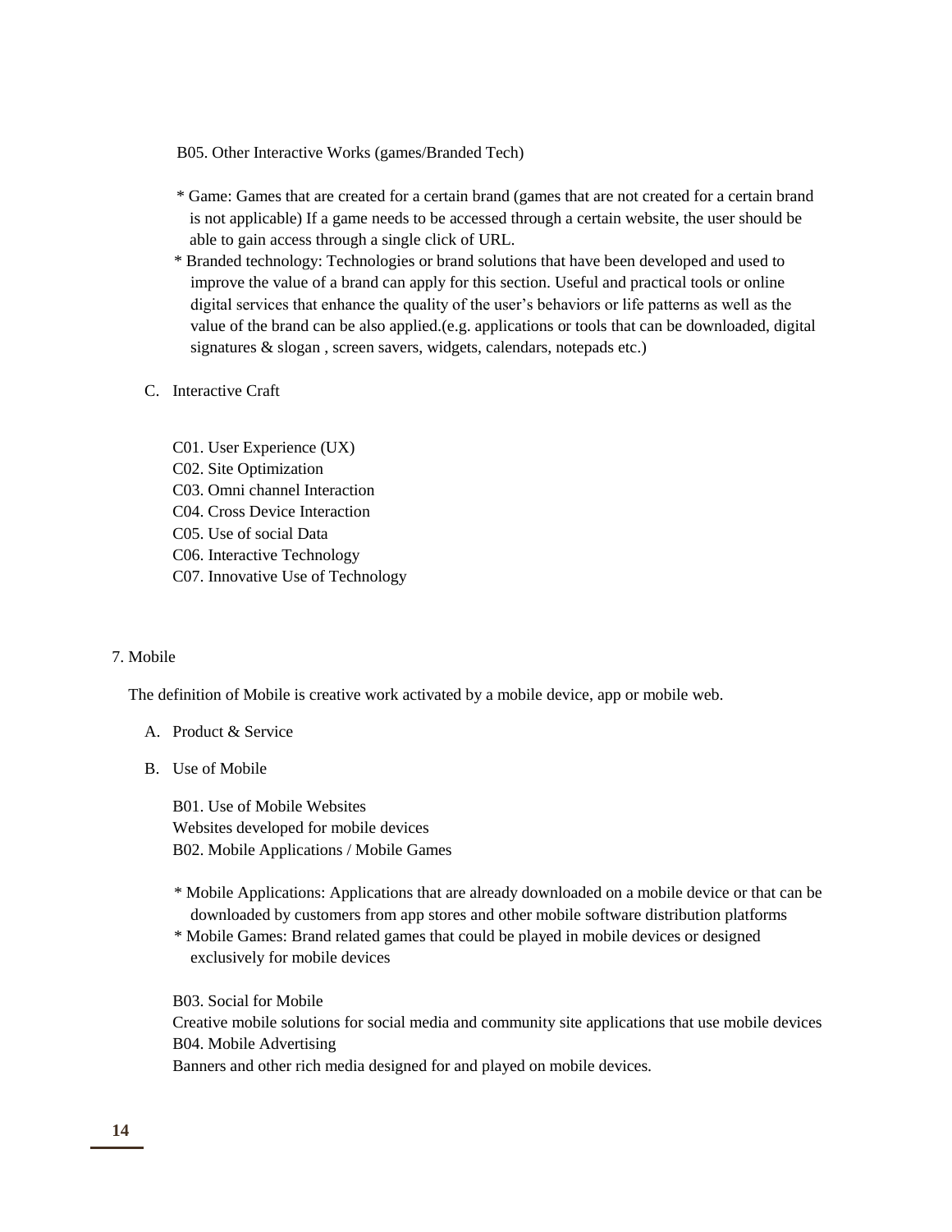B05. Other Interactive Works (games/Branded Tech)

* Game: Games that are created for a certain brand (games that are not created for a certain brand is not applicable) If a game needs to be accessed through a certain website, the user should be able to gain access through a single click of URL.
* Branded technology: Technologies or brand solutions that have been developed and used to improve the value of a brand can apply for this section. Useful and practical tools or online digital services that enhance the quality of the user's behaviors or life patterns as well as the value of the brand can be also applied.(e.g. applications or tools that can be downloaded, digital signatures & slogan , screen savers, widgets, calendars, notepads etc.)

C. Interactive Craft

C01. User Experience (UX)
C02. Site Optimization
C03. Omni channel Interaction
C04. Cross Device Interaction
C05. Use of social Data
C06. Interactive Technology
C07. Innovative Use of Technology

7. Mobile

The definition of Mobile is creative work activated by a mobile device, app or mobile web.

A. Product & Service

B. Use of Mobile

B01. Use of Mobile Websites
Websites developed for mobile devices
B02. Mobile Applications / Mobile Games

* Mobile Applications: Applications that are already downloaded on a mobile device or that can be downloaded by customers from app stores and other mobile software distribution platforms
* Mobile Games: Brand related games that could be played in mobile devices or designed exclusively for mobile devices

B03. Social for Mobile
Creative mobile solutions for social media and community site applications that use mobile devices
B04. Mobile Advertising
Banners and other rich media designed for and played on mobile devices.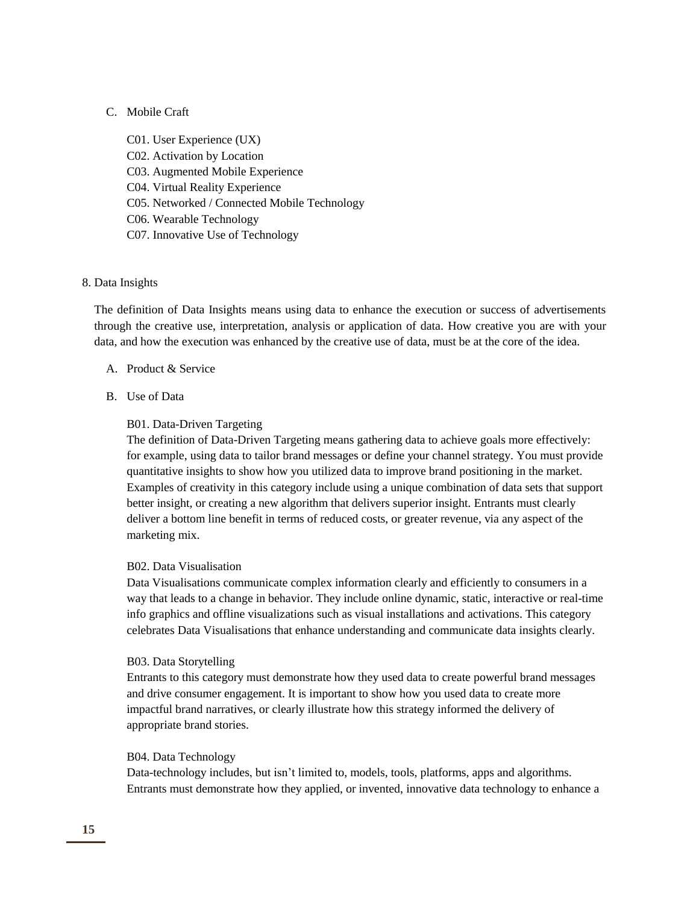C. Mobile Craft

C01. User Experience (UX)
C02. Activation by Location
C03. Augmented Mobile Experience
C04. Virtual Reality Experience
C05. Networked / Connected Mobile Technology
C06. Wearable Technology
C07. Innovative Use of Technology

## 8. Data Insights

The definition of Data Insights means using data to enhance the execution or success of advertisements through the creative use, interpretation, analysis or application of data. How creative you are with your data, and how the execution was enhanced by the creative use of data, must be at the core of the idea.

A. Product & Service

B. Use of Data

B01. Data-Driven Targeting
The definition of Data-Driven Targeting means gathering data to achieve goals more effectively: for example, using data to tailor brand messages or define your channel strategy. You must provide quantitative insights to show how you utilized data to improve brand positioning in the market. Examples of creativity in this category include using a unique combination of data sets that support better insight, or creating a new algorithm that delivers superior insight. Entrants must clearly deliver a bottom line benefit in terms of reduced costs, or greater revenue, via any aspect of the marketing mix.

B02. Data Visualisation
Data Visualisations communicate complex information clearly and efficiently to consumers in a way that leads to a change in behavior. They include online dynamic, static, interactive or real-time info graphics and offline visualizations such as visual installations and activations. This category celebrates Data Visualisations that enhance understanding and communicate data insights clearly.

B03. Data Storytelling
Entrants to this category must demonstrate how they used data to create powerful brand messages and drive consumer engagement. It is important to show how you used data to create more impactful brand narratives, or clearly illustrate how this strategy informed the delivery of appropriate brand stories.

B04. Data Technology
Data-technology includes, but isn't limited to, models, tools, platforms, apps and algorithms. Entrants must demonstrate how they applied, or invented, innovative data technology to enhance a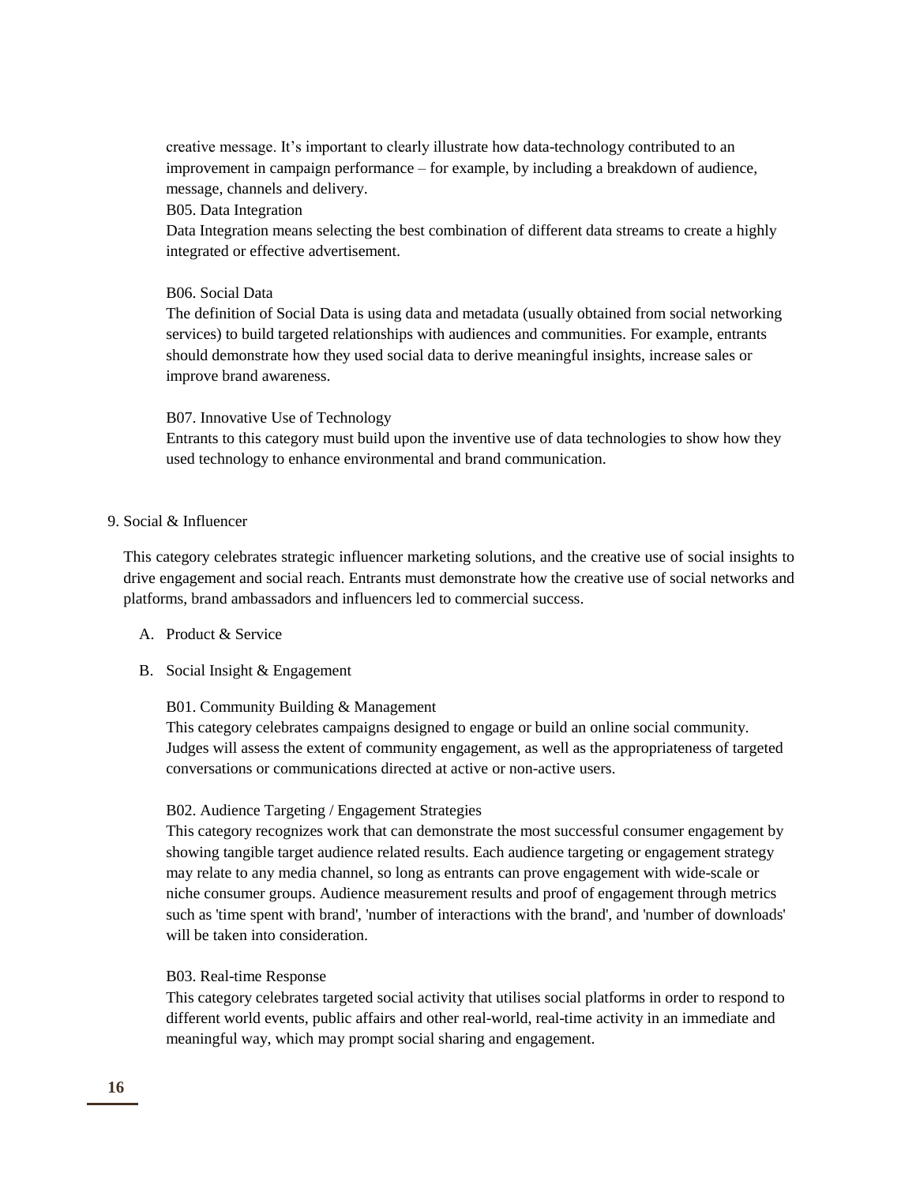creative message. It's important to clearly illustrate how data-technology contributed to an improvement in campaign performance – for example, by including a breakdown of audience, message, channels and delivery.

B05. Data Integration

Data Integration means selecting the best combination of different data streams to create a highly integrated or effective advertisement.

B06. Social Data

The definition of Social Data is using data and metadata (usually obtained from social networking services) to build targeted relationships with audiences and communities. For example, entrants should demonstrate how they used social data to derive meaningful insights, increase sales or improve brand awareness.

B07. Innovative Use of Technology

Entrants to this category must build upon the inventive use of data technologies to show how they used technology to enhance environmental and brand communication.

9. Social & Influencer

This category celebrates strategic influencer marketing solutions, and the creative use of social insights to drive engagement and social reach. Entrants must demonstrate how the creative use of social networks and platforms, brand ambassadors and influencers led to commercial success.

A. Product & Service

B. Social Insight & Engagement

B01. Community Building & Management

This category celebrates campaigns designed to engage or build an online social community. Judges will assess the extent of community engagement, as well as the appropriateness of targeted conversations or communications directed at active or non-active users.

B02. Audience Targeting / Engagement Strategies

This category recognizes work that can demonstrate the most successful consumer engagement by showing tangible target audience related results. Each audience targeting or engagement strategy may relate to any media channel, so long as entrants can prove engagement with wide-scale or niche consumer groups. Audience measurement results and proof of engagement through metrics such as 'time spent with brand', 'number of interactions with the brand', and 'number of downloads' will be taken into consideration.

B03. Real-time Response

This category celebrates targeted social activity that utilises social platforms in order to respond to different world events, public affairs and other real-world, real-time activity in an immediate and meaningful way, which may prompt social sharing and engagement.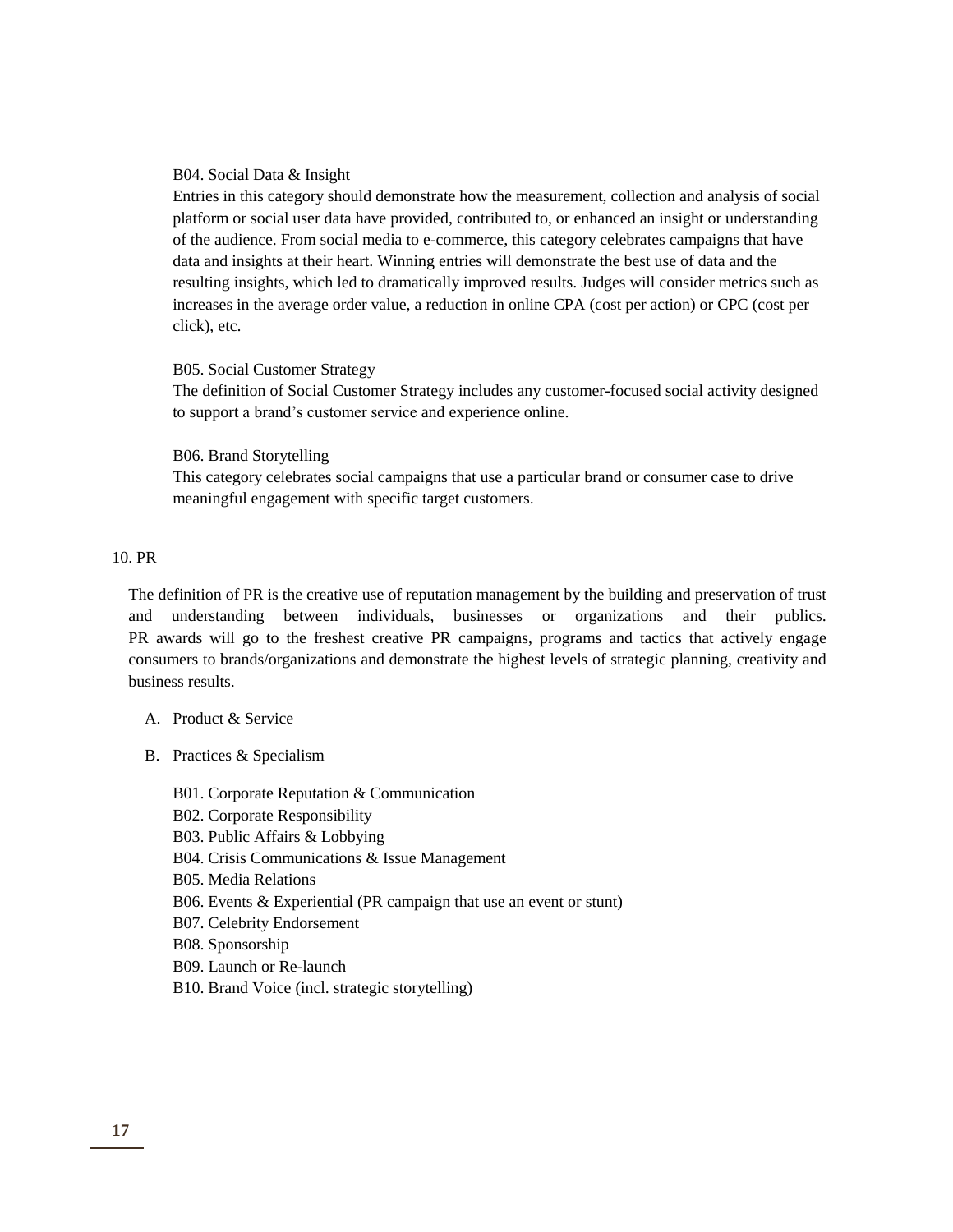B04. Social Data & Insight

Entries in this category should demonstrate how the measurement, collection and analysis of social platform or social user data have provided, contributed to, or enhanced an insight or understanding of the audience. From social media to e-commerce, this category celebrates campaigns that have data and insights at their heart. Winning entries will demonstrate the best use of data and the resulting insights, which led to dramatically improved results. Judges will consider metrics such as increases in the average order value, a reduction in online CPA (cost per action) or CPC (cost per click), etc.

B05. Social Customer Strategy

The definition of Social Customer Strategy includes any customer-focused social activity designed to support a brand's customer service and experience online.

B06. Brand Storytelling

This category celebrates social campaigns that use a particular brand or consumer case to drive meaningful engagement with specific target customers.

## 10. PR

The definition of PR is the creative use of reputation management by the building and preservation of trust and understanding between individuals, businesses or organizations and their publics. PR awards will go to the freshest creative PR campaigns, programs and tactics that actively engage consumers to brands/organizations and demonstrate the highest levels of strategic planning, creativity and business results.

A. Product & Service

B. Practices & Specialism

B01. Corporate Reputation & Communication
B02. Corporate Responsibility
B03. Public Affairs & Lobbying
B04. Crisis Communications & Issue Management
B05. Media Relations
B06. Events & Experiential (PR campaign that use an event or stunt)
B07. Celebrity Endorsement
B08. Sponsorship
B09. Launch or Re-launch
B10. Brand Voice (incl. strategic storytelling)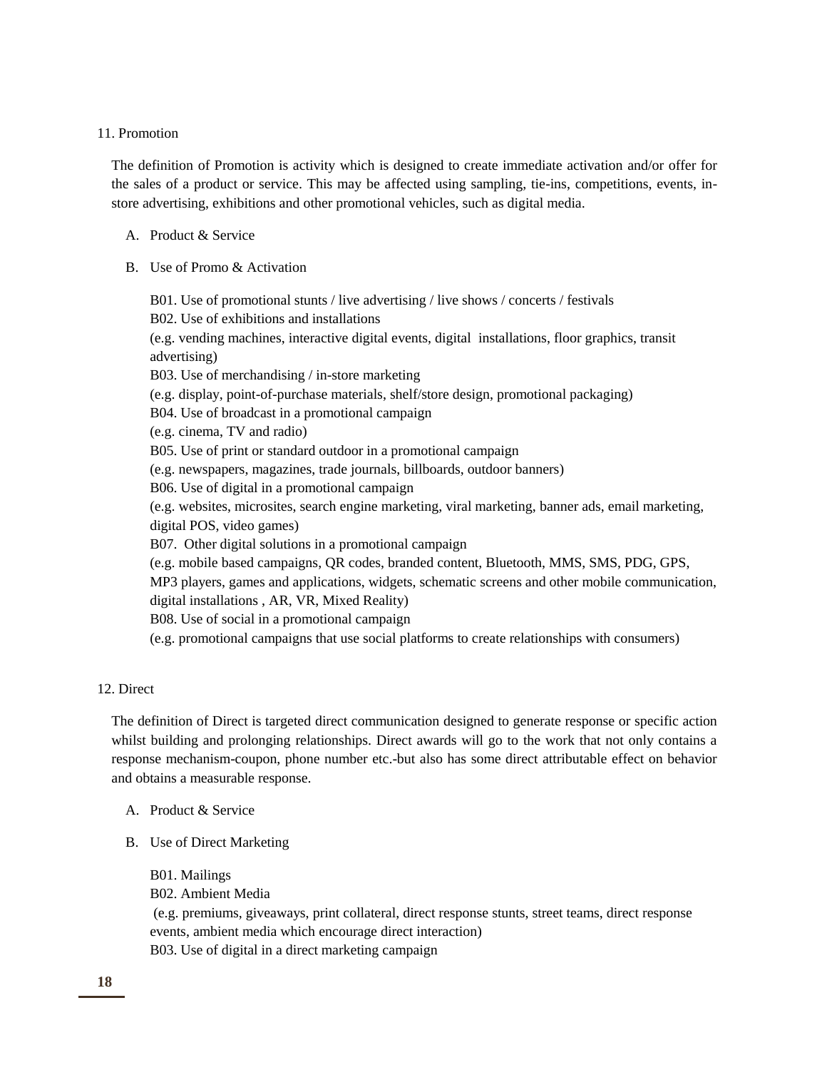## 11. Promotion

The definition of Promotion is activity which is designed to create immediate activation and/or offer for the sales of a product or service. This may be affected using sampling, tie-ins, competitions, events, in-store advertising, exhibitions and other promotional vehicles, such as digital media.

A. Product & Service

B. Use of Promo & Activation

B01. Use of promotional stunts / live advertising / live shows / concerts / festivals
B02. Use of exhibitions and installations
(e.g. vending machines, interactive digital events, digital installations, floor graphics, transit advertising)
B03. Use of merchandising / in-store marketing
(e.g. display, point-of-purchase materials, shelf/store design, promotional packaging)
B04. Use of broadcast in a promotional campaign
(e.g. cinema, TV and radio)
B05. Use of print or standard outdoor in a promotional campaign
(e.g. newspapers, magazines, trade journals, billboards, outdoor banners)
B06. Use of digital in a promotional campaign
(e.g. websites, microsites, search engine marketing, viral marketing, banner ads, email marketing, digital POS, video games)
B07. Other digital solutions in a promotional campaign
(e.g. mobile based campaigns, QR codes, branded content, Bluetooth, MMS, SMS, PDG, GPS, MP3 players, games and applications, widgets, schematic screens and other mobile communication, digital installations , AR, VR, Mixed Reality)
B08. Use of social in a promotional campaign
(e.g. promotional campaigns that use social platforms to create relationships with consumers)

## 12. Direct

The definition of Direct is targeted direct communication designed to generate response or specific action whilst building and prolonging relationships. Direct awards will go to the work that not only contains a response mechanism-coupon, phone number etc.-but also has some direct attributable effect on behavior and obtains a measurable response.

A. Product & Service

B. Use of Direct Marketing

B01. Mailings
B02. Ambient Media
(e.g. premiums, giveaways, print collateral, direct response stunts, street teams, direct response events, ambient media which encourage direct interaction)
B03. Use of digital in a direct marketing campaign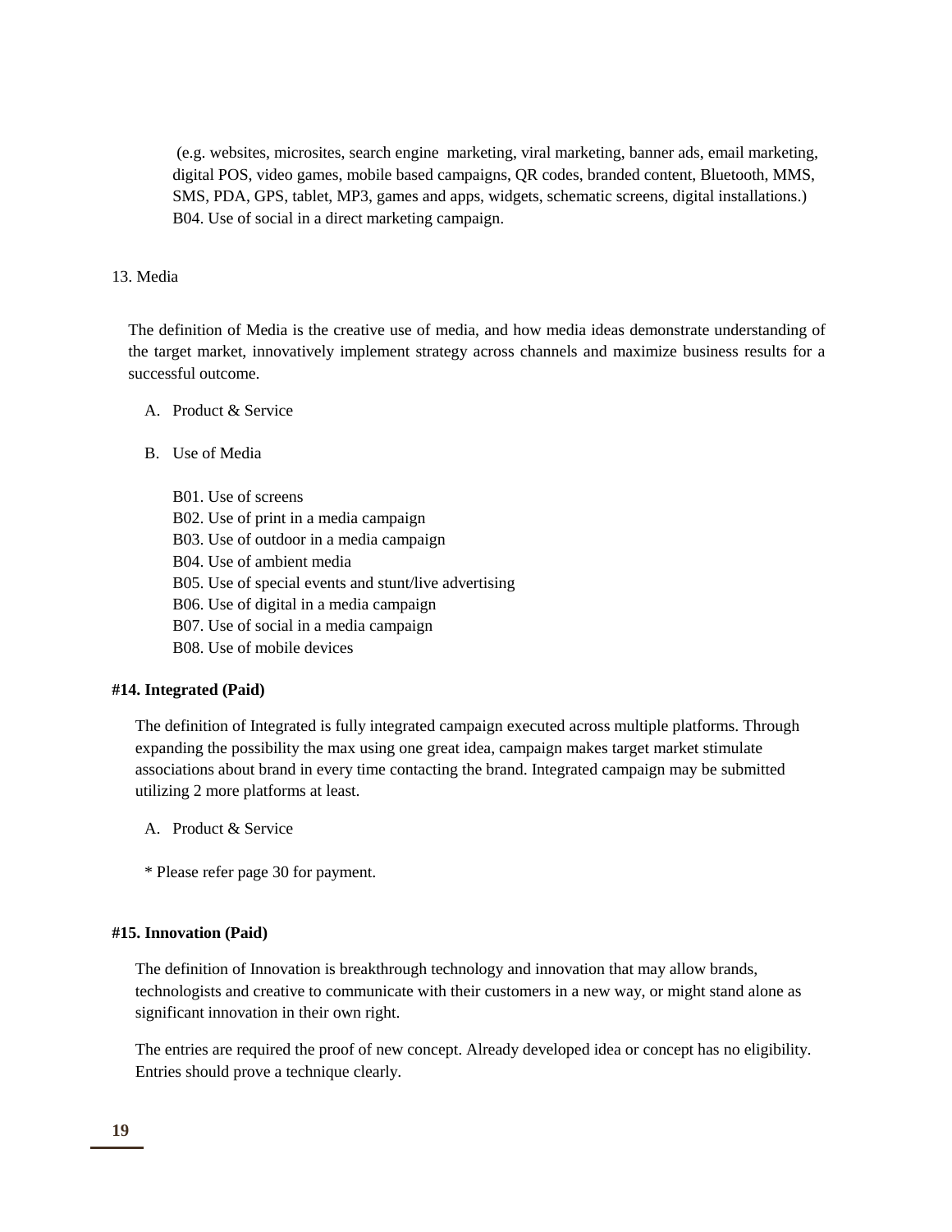(e.g. websites, microsites, search engine  marketing, viral marketing, banner ads, email marketing, digital POS, video games, mobile based campaigns, QR codes, branded content, Bluetooth, MMS, SMS, PDA, GPS, tablet, MP3, games and apps, widgets, schematic screens, digital installations.)
B04. Use of social in a direct marketing campaign.

13. Media

The definition of Media is the creative use of media, and how media ideas demonstrate understanding of the target market, innovatively implement strategy across channels and maximize business results for a successful outcome.

A. Product & Service

B. Use of Media

B01. Use of screens
B02. Use of print in a media campaign
B03. Use of outdoor in a media campaign
B04. Use of ambient media
B05. Use of special events and stunt/live advertising
B06. Use of digital in a media campaign
B07. Use of social in a media campaign
B08. Use of mobile devices

**#14. Integrated (Paid)**

The definition of Integrated is fully integrated campaign executed across multiple platforms. Through expanding the possibility the max using one great idea, campaign makes target market stimulate associations about brand in every time contacting the brand. Integrated campaign may be submitted utilizing 2 more platforms at least.

A. Product & Service

\* Please refer page 30 for payment.

**#15. Innovation (Paid)**

The definition of Innovation is breakthrough technology and innovation that may allow brands, technologists and creative to communicate with their customers in a new way, or might stand alone as significant innovation in their own right.

The entries are required the proof of new concept. Already developed idea or concept has no eligibility. Entries should prove a technique clearly.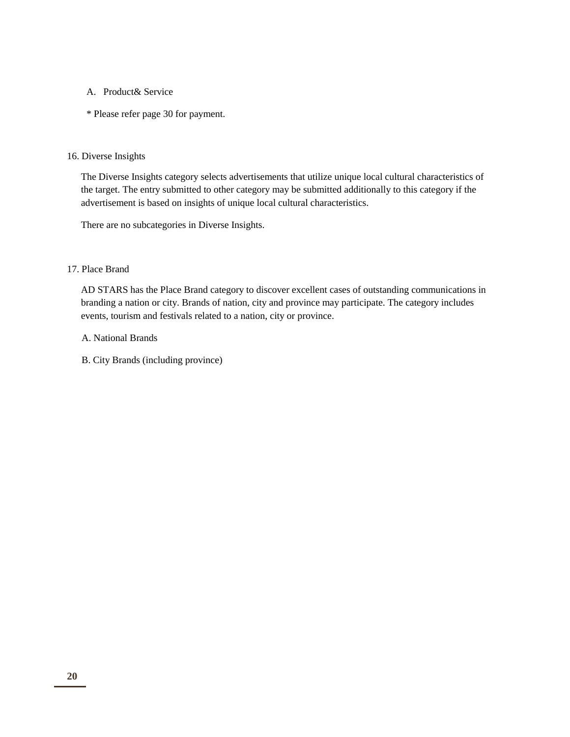A. Product& Service

* Please refer page 30 for payment.

## 16. Diverse Insights

The Diverse Insights category selects advertisements that utilize unique local cultural characteristics of the target. The entry submitted to other category may be submitted additionally to this category if the advertisement is based on insights of unique local cultural characteristics.

There are no subcategories in Diverse Insights.

## 17. Place Brand

AD STARS has the Place Brand category to discover excellent cases of outstanding communications in branding a nation or city. Brands of nation, city and province may participate. The category includes events, tourism and festivals related to a nation, city or province.

A. National Brands

B. City Brands (including province)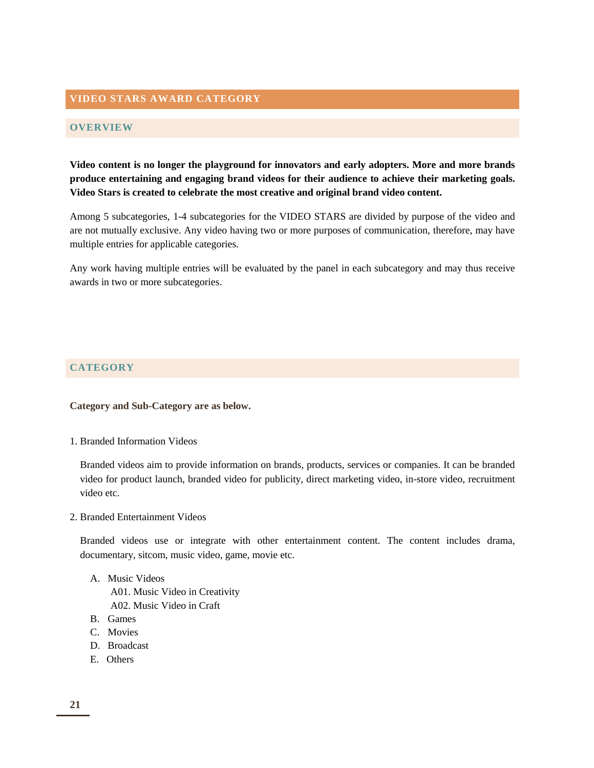## VIDEO STARS AWARD CATEGORY

### OVERVIEW

**Video content is no longer the playground for innovators and early adopters. More and more brands produce entertaining and engaging brand videos for their audience to achieve their marketing goals. Video Stars is created to celebrate the most creative and original brand video content.**

Among 5 subcategories, 1-4 subcategories for the VIDEO STARS are divided by purpose of the video and are not mutually exclusive. Any video having two or more purposes of communication, therefore, may have multiple entries for applicable categories.

Any work having multiple entries will be evaluated by the panel in each subcategory and may thus receive awards in two or more subcategories.

### CATEGORY

**Category and Sub-Category are as below.**

1. Branded Information Videos

   Branded videos aim to provide information on brands, products, services or companies. It can be branded video for product launch, branded video for publicity, direct marketing video, in-store video, recruitment video etc.

2. Branded Entertainment Videos

   Branded videos use or integrate with other entertainment content. The content includes drama, documentary, sitcom, music video, game, movie etc.

   A. Music Videos
      A01. Music Video in Creativity
      A02. Music Video in Craft
   B. Games
   C. Movies
   D. Broadcast
   E. Others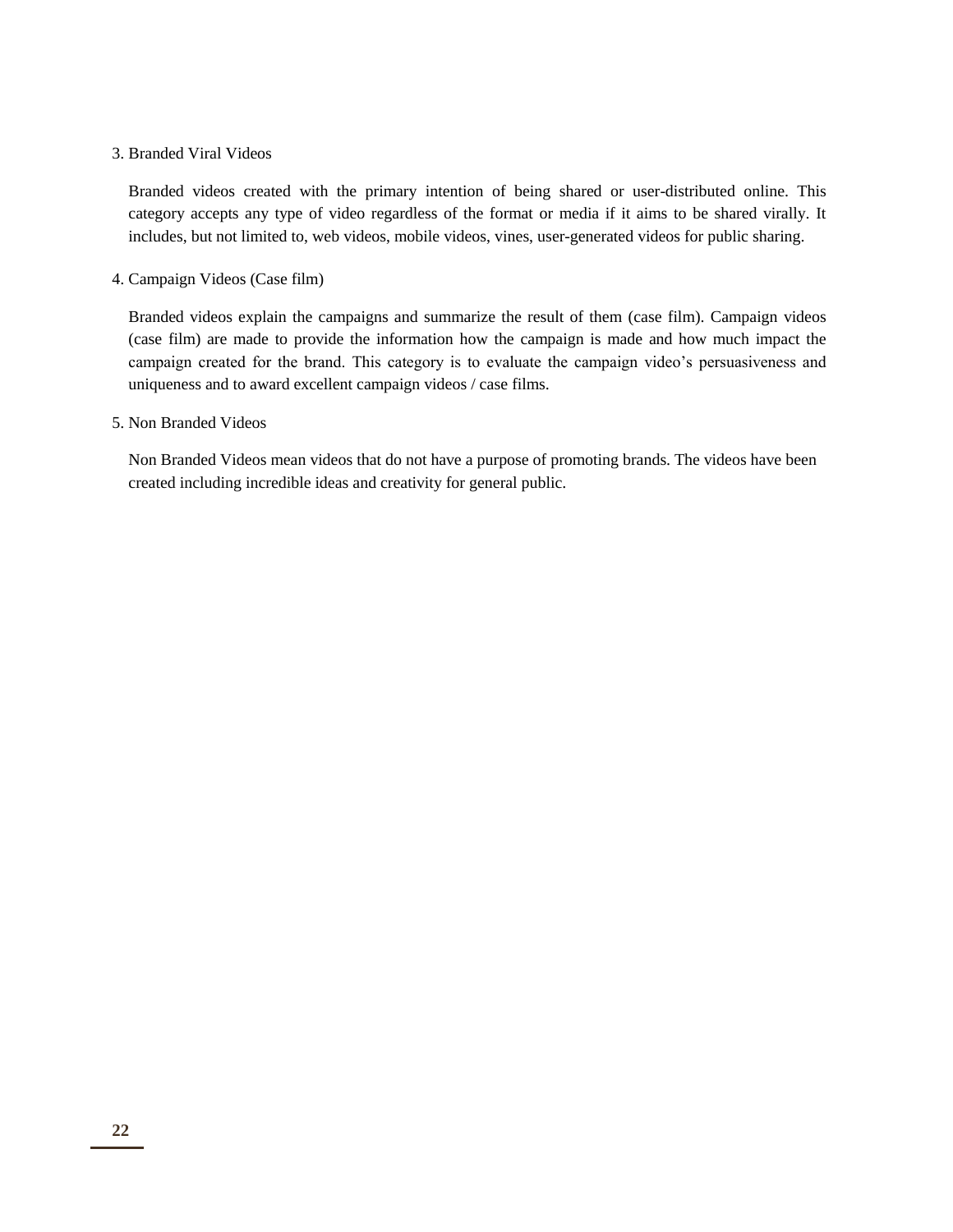3. Branded Viral Videos

   Branded videos created with the primary intention of being shared or user-distributed online. This category accepts any type of video regardless of the format or media if it aims to be shared virally. It includes, but not limited to, web videos, mobile videos, vines, user-generated videos for public sharing.

4. Campaign Videos (Case film)

   Branded videos explain the campaigns and summarize the result of them (case film). Campaign videos (case film) are made to provide the information how the campaign is made and how much impact the campaign created for the brand. This category is to evaluate the campaign video's persuasiveness and uniqueness and to award excellent campaign videos / case films.

5. Non Branded Videos

   Non Branded Videos mean videos that do not have a purpose of promoting brands. The videos have been created including incredible ideas and creativity for general public.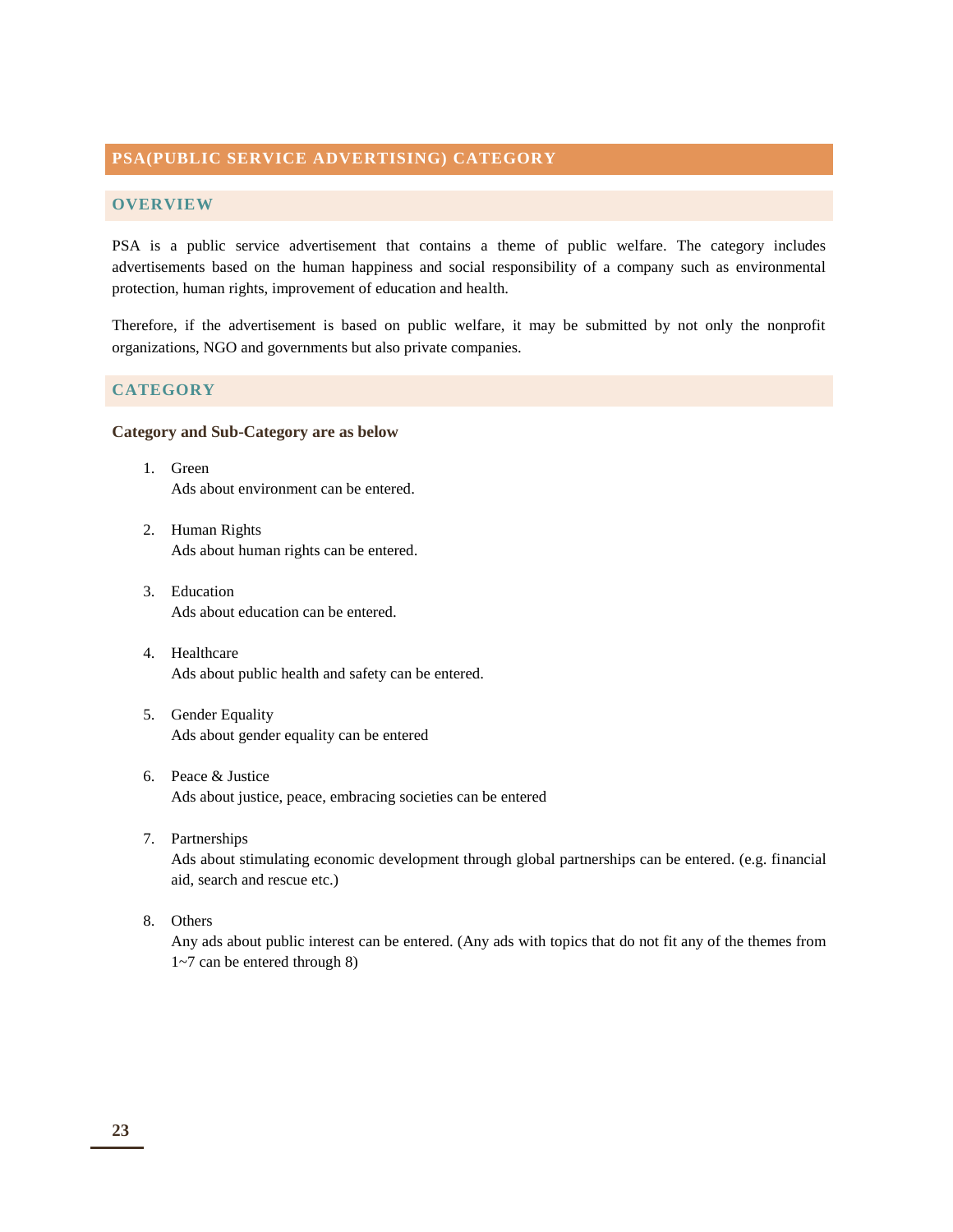# PSA(PUBLIC SERVICE ADVERTISING) CATEGORY

## OVERVIEW

PSA is a public service advertisement that contains a theme of public welfare. The category includes advertisements based on the human happiness and social responsibility of a company such as environmental protection, human rights, improvement of education and health.

Therefore, if the advertisement is based on public welfare, it may be submitted by not only the nonprofit organizations, NGO and governments but also private companies.

## CATEGORY

**Category and Sub-Category are as below**

1. Green
   Ads about environment can be entered.

2. Human Rights
   Ads about human rights can be entered.

3. Education
   Ads about education can be entered.

4. Healthcare
   Ads about public health and safety can be entered.

5. Gender Equality
   Ads about gender equality can be entered

6. Peace & Justice
   Ads about justice, peace, embracing societies can be entered

7. Partnerships
   Ads about stimulating economic development through global partnerships can be entered. (e.g. financial aid, search and rescue etc.)

8. Others
   Any ads about public interest can be entered. (Any ads with topics that do not fit any of the themes from 1~7 can be entered through 8)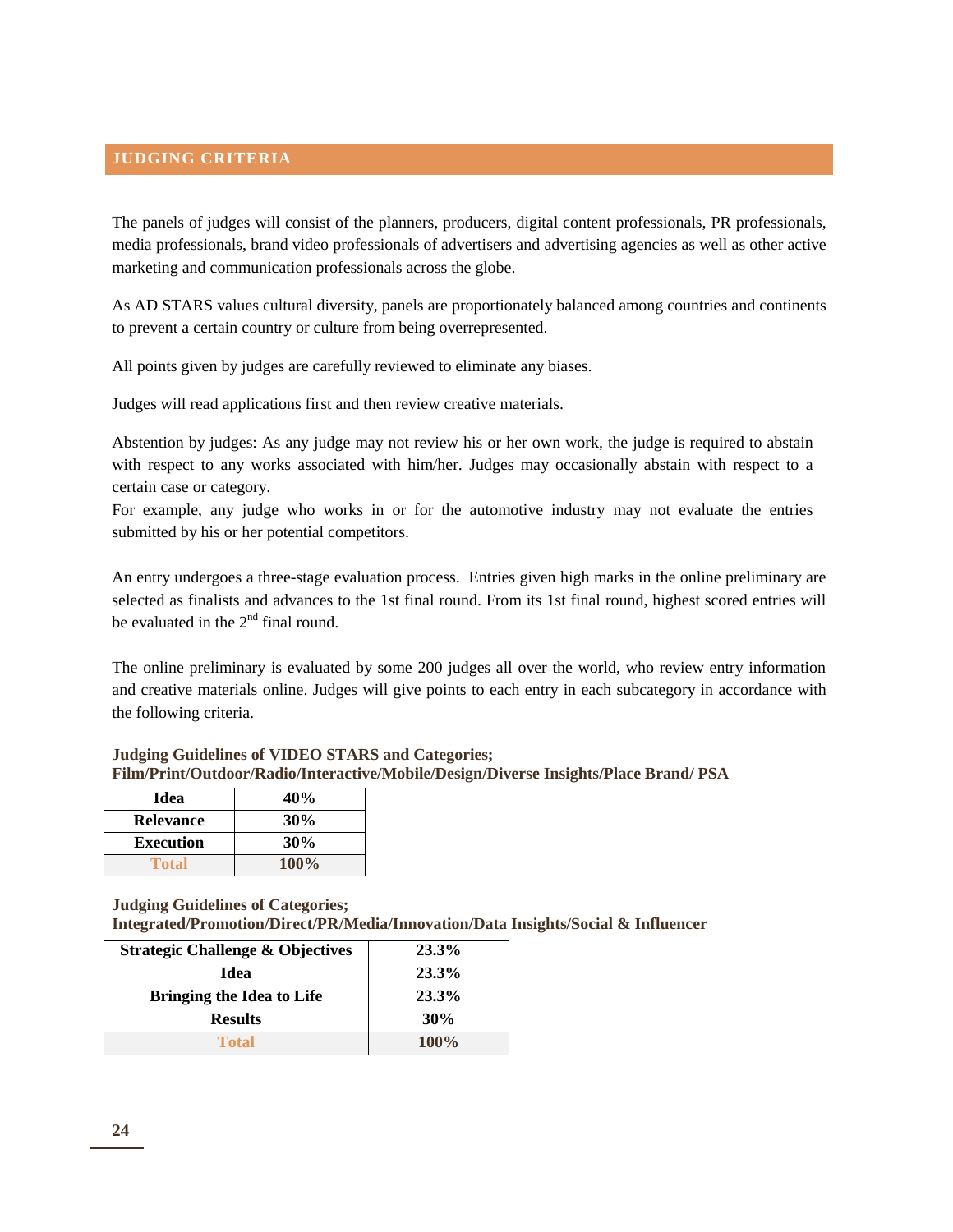## JUDGING CRITERIA

The panels of judges will consist of the planners, producers, digital content professionals, PR professionals, media professionals, brand video professionals of advertisers and advertising agencies as well as other active marketing and communication professionals across the globe.

As AD STARS values cultural diversity, panels are proportionately balanced among countries and continents to prevent a certain country or culture from being overrepresented.

All points given by judges are carefully reviewed to eliminate any biases.

Judges will read applications first and then review creative materials.

Abstention by judges: As any judge may not review his or her own work, the judge is required to abstain with respect to any works associated with him/her. Judges may occasionally abstain with respect to a certain case or category.
For example, any judge who works in or for the automotive industry may not evaluate the entries submitted by his or her potential competitors.

An entry undergoes a three-stage evaluation process. Entries given high marks in the online preliminary are selected as finalists and advances to the 1st final round. From its 1st final round, highest scored entries will be evaluated in the 2nd final round.

The online preliminary is evaluated by some 200 judges all over the world, who review entry information and creative materials online. Judges will give points to each entry in each subcategory in accordance with the following criteria.

**Judging Guidelines of VIDEO STARS and Categories;**
**Film/Print/Outdoor/Radio/Interactive/Mobile/Design/Diverse Insights/Place Brand/ PSA**

| Idea | 40% |
|---|---|
| Relevance | 30% |
| Execution | 30% |
| Total | 100% |

**Judging Guidelines of Categories;**
**Integrated/Promotion/Direct/PR/Media/Innovation/Data Insights/Social & Influencer**

| Strategic Challenge & Objectives | 23.3% |
|---|---|
| Idea | 23.3% |
| Bringing the Idea to Life | 23.3% |
| Results | 30% |
| Total | 100% |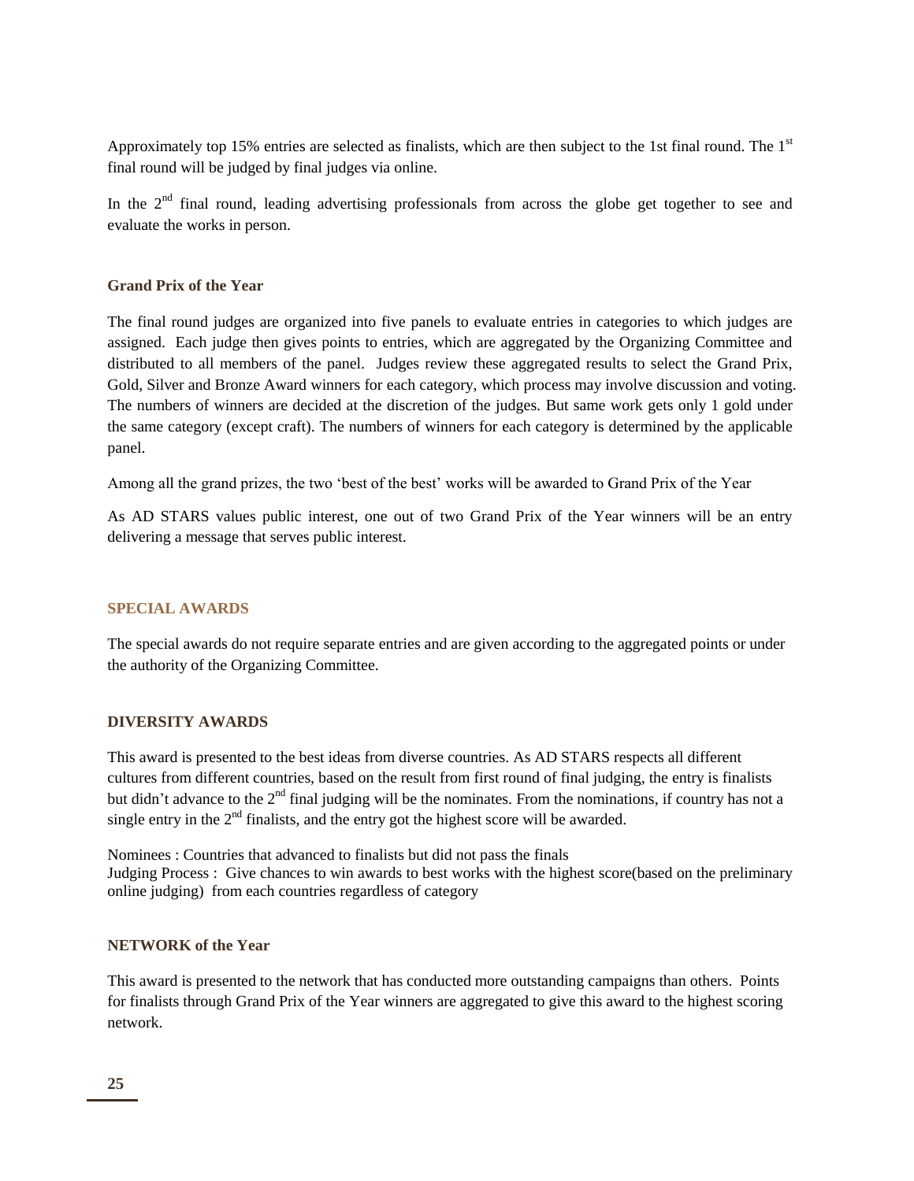Approximately top 15% entries are selected as finalists, which are then subject to the 1st final round. The 1st final round will be judged by final judges via online.

In the 2nd final round, leading advertising professionals from across the globe get together to see and evaluate the works in person.

### Grand Prix of the Year

The final round judges are organized into five panels to evaluate entries in categories to which judges are assigned. Each judge then gives points to entries, which are aggregated by the Organizing Committee and distributed to all members of the panel. Judges review these aggregated results to select the Grand Prix, Gold, Silver and Bronze Award winners for each category, which process may involve discussion and voting. The numbers of winners are decided at the discretion of the judges. But same work gets only 1 gold under the same category (except craft). The numbers of winners for each category is determined by the applicable panel.

Among all the grand prizes, the two 'best of the best' works will be awarded to Grand Prix of the Year

As AD STARS values public interest, one out of two Grand Prix of the Year winners will be an entry delivering a message that serves public interest.

## SPECIAL AWARDS

The special awards do not require separate entries and are given according to the aggregated points or under the authority of the Organizing Committee.

### DIVERSITY AWARDS

This award is presented to the best ideas from diverse countries. As AD STARS respects all different cultures from different countries, based on the result from first round of final judging, the entry is finalists but didn't advance to the 2nd final judging will be the nominates. From the nominations, if country has not a single entry in the 2nd finalists, and the entry got the highest score will be awarded.

Nominees : Countries that advanced to finalists but did not pass the finals
Judging Process : Give chances to win awards to best works with the highest score(based on the preliminary online judging) from each countries regardless of category

### NETWORK of the Year

This award is presented to the network that has conducted more outstanding campaigns than others. Points for finalists through Grand Prix of the Year winners are aggregated to give this award to the highest scoring network.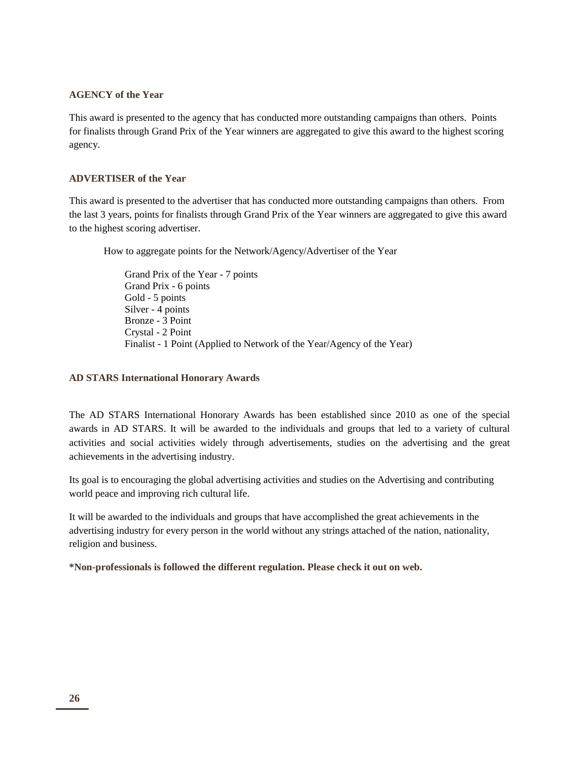### AGENCY of the Year

This award is presented to the agency that has conducted more outstanding campaigns than others. Points for finalists through Grand Prix of the Year winners are aggregated to give this award to the highest scoring agency.

### ADVERTISER of the Year

This award is presented to the advertiser that has conducted more outstanding campaigns than others. From the last 3 years, points for finalists through Grand Prix of the Year winners are aggregated to give this award to the highest scoring advertiser.

How to aggregate points for the Network/Agency/Advertiser of the Year

- Grand Prix of the Year - 7 points
- Grand Prix - 6 points
- Gold - 5 points
- Silver - 4 points
- Bronze - 3 Point
- Crystal - 2 Point
- Finalist - 1 Point (Applied to Network of the Year/Agency of the Year)

### AD STARS International Honorary Awards

The AD STARS International Honorary Awards has been established since 2010 as one of the special awards in AD STARS. It will be awarded to the individuals and groups that led to a variety of cultural activities and social activities widely through advertisements, studies on the advertising and the great achievements in the advertising industry.

Its goal is to encouraging the global advertising activities and studies on the Advertising and contributing world peace and improving rich cultural life.

It will be awarded to the individuals and groups that have accomplished the great achievements in the advertising industry for every person in the world without any strings attached of the nation, nationality, religion and business.

**\*Non-professionals is followed the different regulation. Please check it out on web.**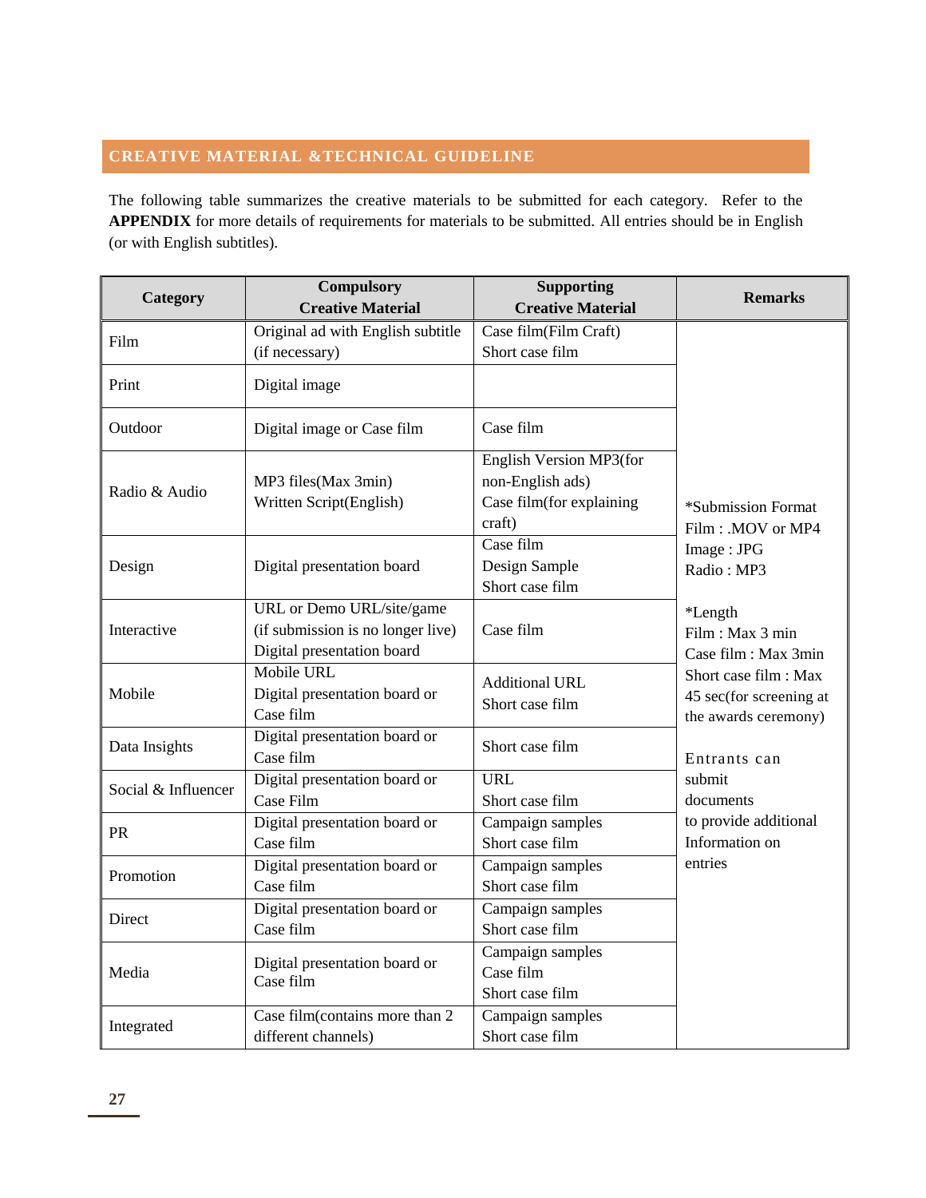## CREATIVE MATERIAL &TECHNICAL GUIDELINE

The following table summarizes the creative materials to be submitted for each category. Refer to the **APPENDIX** for more details of requirements for materials to be submitted. All entries should be in English (or with English subtitles).

| Category | Compulsory Creative Material | Supporting Creative Material | Remarks |
|---|---|---|---|
| Film | Original ad with English subtitle (if necessary) | Case film(Film Craft)<br>Short case film | *Submission Format<br>Film : .MOV or MP4<br>Image : JPG<br>Radio : MP3<br><br>*Length<br>Film : Max 3 min<br>Case film : Max 3min<br>Short case film : Max 45 sec(for screening at the awards ceremony)<br><br>Entrants can submit documents to provide additional Information on entries |
| Print | Digital image | | |
| Outdoor | Digital image or Case film | Case film | |
| Radio & Audio | MP3 files(Max 3min)<br>Written Script(English) | English Version MP3(for non-English ads)<br>Case film(for explaining craft) | |
| Design | Digital presentation board | Case film<br>Design Sample<br>Short case film | |
| Interactive | URL or Demo URL/site/game (if submission is no longer live)<br>Digital presentation board | Case film | |
| Mobile | Mobile URL<br>Digital presentation board or Case film | Additional URL<br>Short case film | |
| Data Insights | Digital presentation board or Case film | Short case film | |
| Social & Influencer | Digital presentation board or Case Film | URL<br>Short case film | |
| PR | Digital presentation board or Case film | Campaign samples<br>Short case film | |
| Promotion | Digital presentation board or Case film | Campaign samples<br>Short case film | |
| Direct | Digital presentation board or Case film | Campaign samples<br>Short case film | |
| Media | Digital presentation board or Case film | Campaign samples<br>Case film<br>Short case film | |
| Integrated | Case film(contains more than 2 different channels) | Campaign samples<br>Short case film | |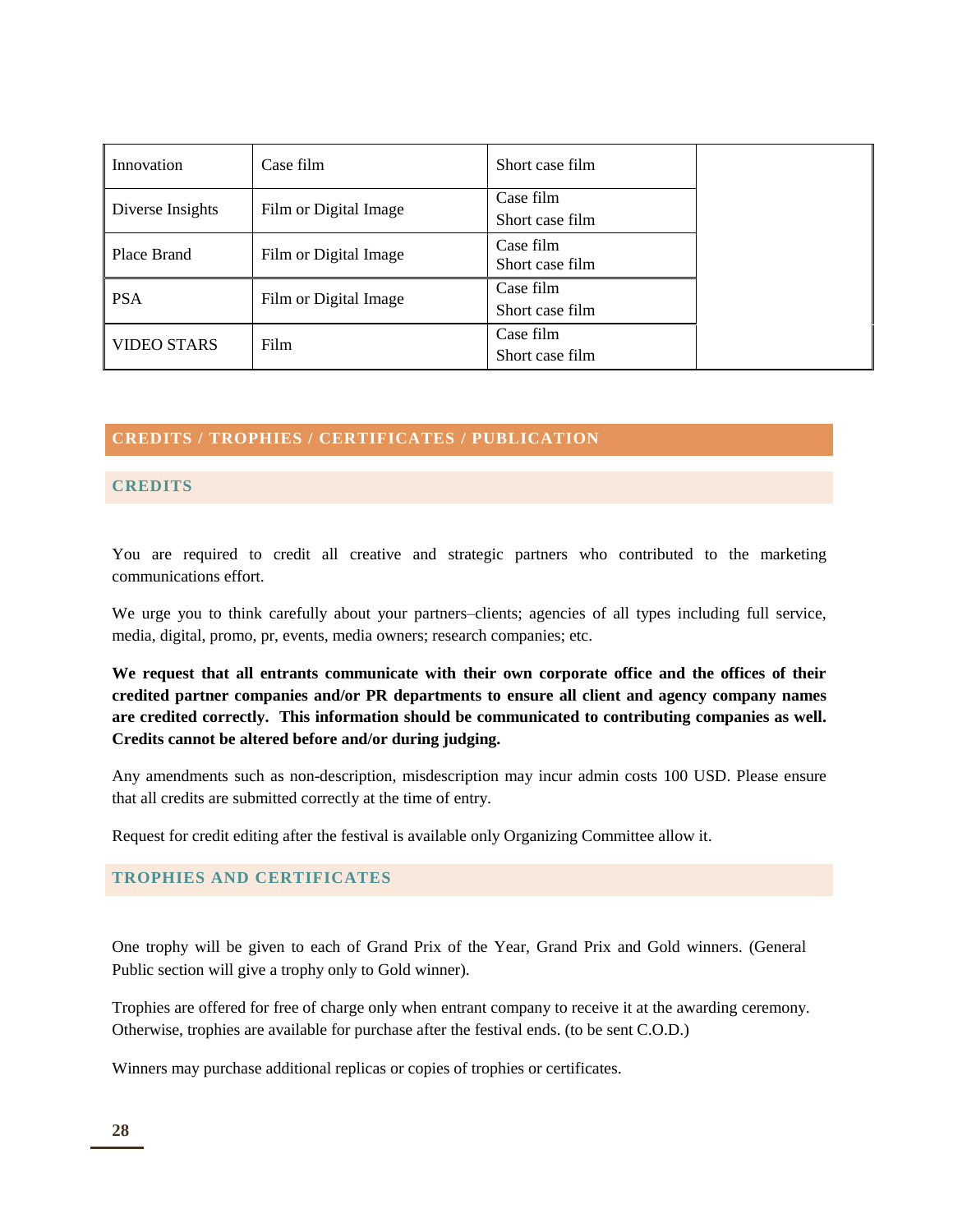| Innovation | Case film | Short case film | |
|---|---|---|---|
| Diverse Insights | Film or Digital Image | Case film<br>Short case film | |
| Place Brand | Film or Digital Image | Case film<br>Short case film | |
| PSA | Film or Digital Image | Case film<br>Short case film | |
| VIDEO STARS | Film | Case film<br>Short case film | |

## CREDITS / TROPHIES / CERTIFICATES / PUBLICATION

### CREDITS

You are required to credit all creative and strategic partners who contributed to the marketing communications effort.

We urge you to think carefully about your partners–clients; agencies of all types including full service, media, digital, promo, pr, events, media owners; research companies; etc.

**We request that all entrants communicate with their own corporate office and the offices of their credited partner companies and/or PR departments to ensure all client and agency company names are credited correctly. This information should be communicated to contributing companies as well. Credits cannot be altered before and/or during judging.**

Any amendments such as non-description, misdescription may incur admin costs 100 USD. Please ensure that all credits are submitted correctly at the time of entry.

Request for credit editing after the festival is available only Organizing Committee allow it.

### TROPHIES AND CERTIFICATES

One trophy will be given to each of Grand Prix of the Year, Grand Prix and Gold winners. (General Public section will give a trophy only to Gold winner).

Trophies are offered for free of charge only when entrant company to receive it at the awarding ceremony. Otherwise, trophies are available for purchase after the festival ends. (to be sent C.O.D.)

Winners may purchase additional replicas or copies of trophies or certificates.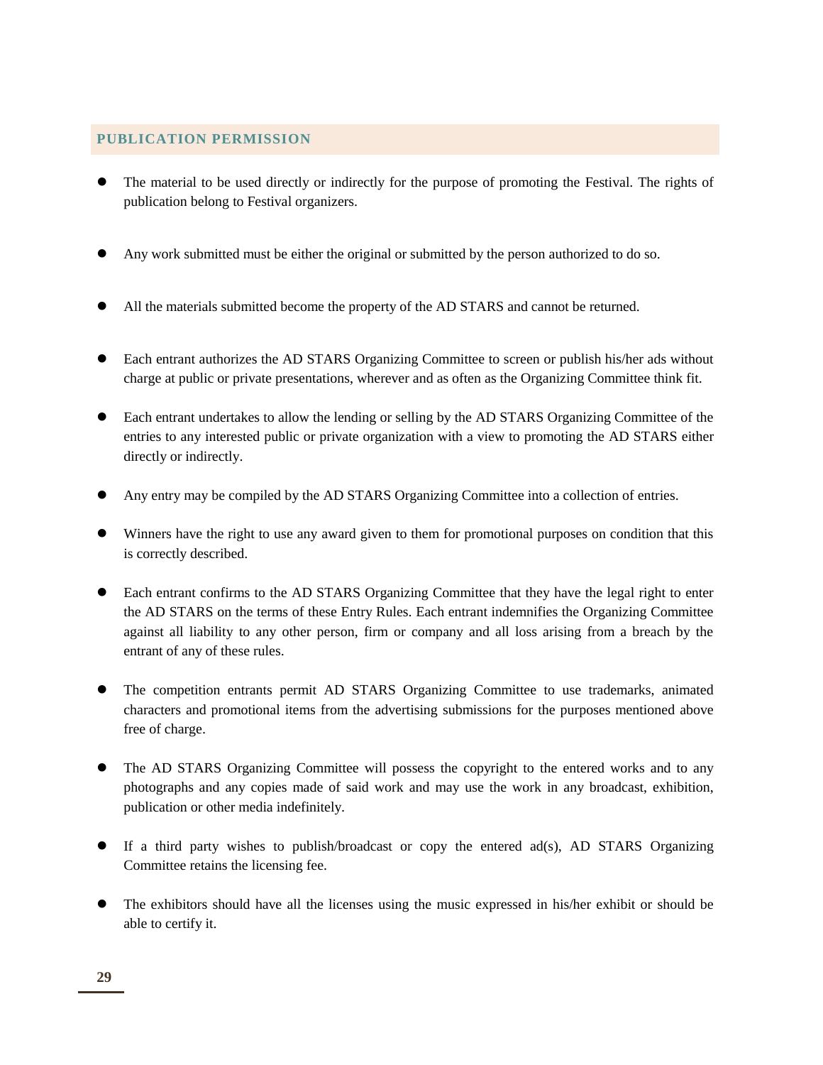## PUBLICATION PERMISSION

- The material to be used directly or indirectly for the purpose of promoting the Festival. The rights of publication belong to Festival organizers.

- Any work submitted must be either the original or submitted by the person authorized to do so.

- All the materials submitted become the property of the AD STARS and cannot be returned.

- Each entrant authorizes the AD STARS Organizing Committee to screen or publish his/her ads without charge at public or private presentations, wherever and as often as the Organizing Committee think fit.

- Each entrant undertakes to allow the lending or selling by the AD STARS Organizing Committee of the entries to any interested public or private organization with a view to promoting the AD STARS either directly or indirectly.

- Any entry may be compiled by the AD STARS Organizing Committee into a collection of entries.

- Winners have the right to use any award given to them for promotional purposes on condition that this is correctly described.

- Each entrant confirms to the AD STARS Organizing Committee that they have the legal right to enter the AD STARS on the terms of these Entry Rules. Each entrant indemnifies the Organizing Committee against all liability to any other person, firm or company and all loss arising from a breach by the entrant of any of these rules.

- The competition entrants permit AD STARS Organizing Committee to use trademarks, animated characters and promotional items from the advertising submissions for the purposes mentioned above free of charge.

- The AD STARS Organizing Committee will possess the copyright to the entered works and to any photographs and any copies made of said work and may use the work in any broadcast, exhibition, publication or other media indefinitely.

- If a third party wishes to publish/broadcast or copy the entered ad(s), AD STARS Organizing Committee retains the licensing fee.

- The exhibitors should have all the licenses using the music expressed in his/her exhibit or should be able to certify it.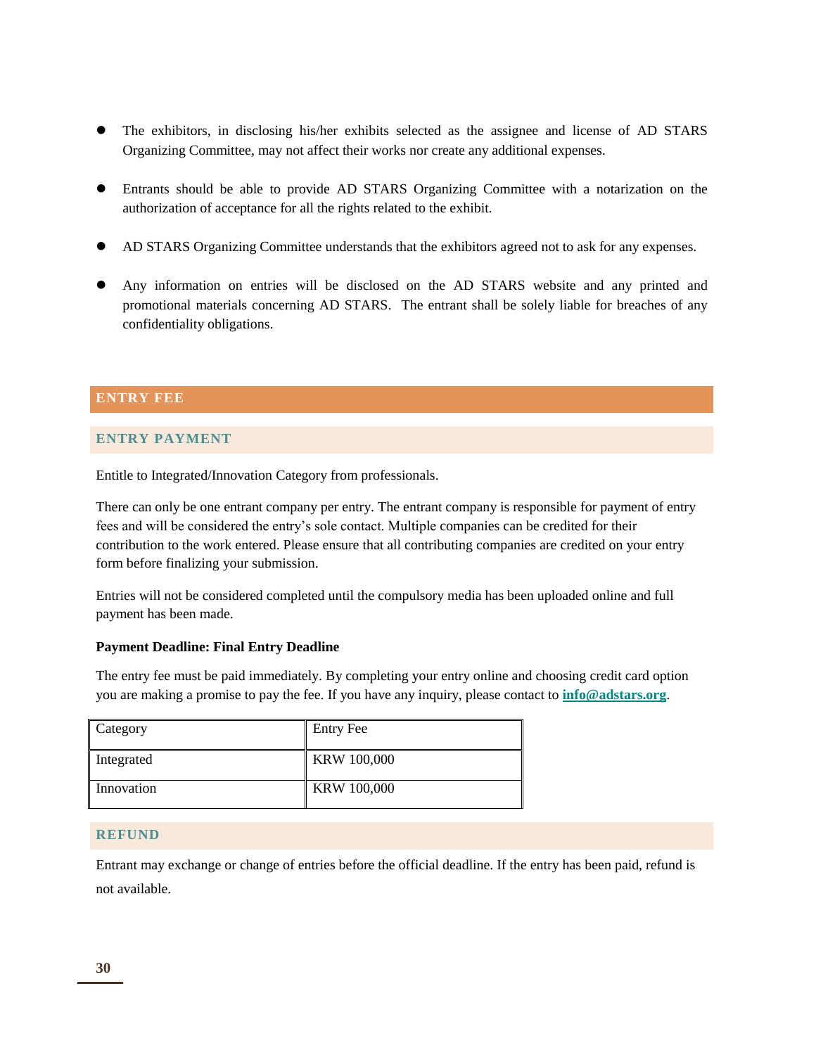- The exhibitors, in disclosing his/her exhibits selected as the assignee and license of AD STARS Organizing Committee, may not affect their works nor create any additional expenses.

- Entrants should be able to provide AD STARS Organizing Committee with a notarization on the authorization of acceptance for all the rights related to the exhibit.

- AD STARS Organizing Committee understands that the exhibitors agreed not to ask for any expenses.

- Any information on entries will be disclosed on the AD STARS website and any printed and promotional materials concerning AD STARS. The entrant shall be solely liable for breaches of any confidentiality obligations.

## ENTRY FEE

### ENTRY PAYMENT

Entitle to Integrated/Innovation Category from professionals.

There can only be one entrant company per entry. The entrant company is responsible for payment of entry fees and will be considered the entry's sole contact. Multiple companies can be credited for their contribution to the work entered. Please ensure that all contributing companies are credited on your entry form before finalizing your submission.

Entries will not be considered completed until the compulsory media has been uploaded online and full payment has been made.

**Payment Deadline: Final Entry Deadline**

The entry fee must be paid immediately. By completing your entry online and choosing credit card option you are making a promise to pay the fee. If you have any inquiry, please contact to **info@adstars.org**.

| Category | Entry Fee |
|---|---|
| Integrated | KRW 100,000 |
| Innovation | KRW 100,000 |

### REFUND

Entrant may exchange or change of entries before the official deadline. If the entry has been paid, refund is not available.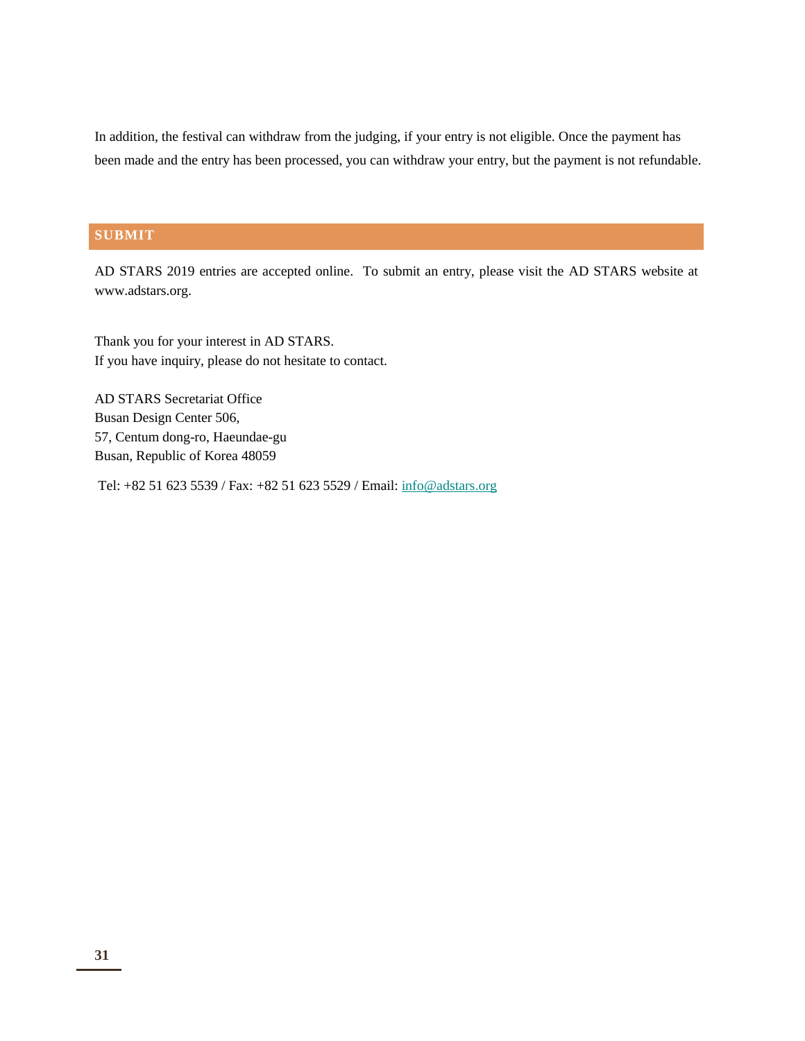In addition, the festival can withdraw from the judging, if your entry is not eligible. Once the payment has been made and the entry has been processed, you can withdraw your entry, but the payment is not refundable.

## SUBMIT

AD STARS 2019 entries are accepted online. To submit an entry, please visit the AD STARS website at www.adstars.org.

Thank you for your interest in AD STARS.
If you have inquiry, please do not hesitate to contact.

AD STARS Secretariat Office
Busan Design Center 506,
57, Centum dong-ro, Haeundae-gu
Busan, Republic of Korea 48059

Tel: +82 51 623 5539 / Fax: +82 51 623 5529 / Email: info@adstars.org